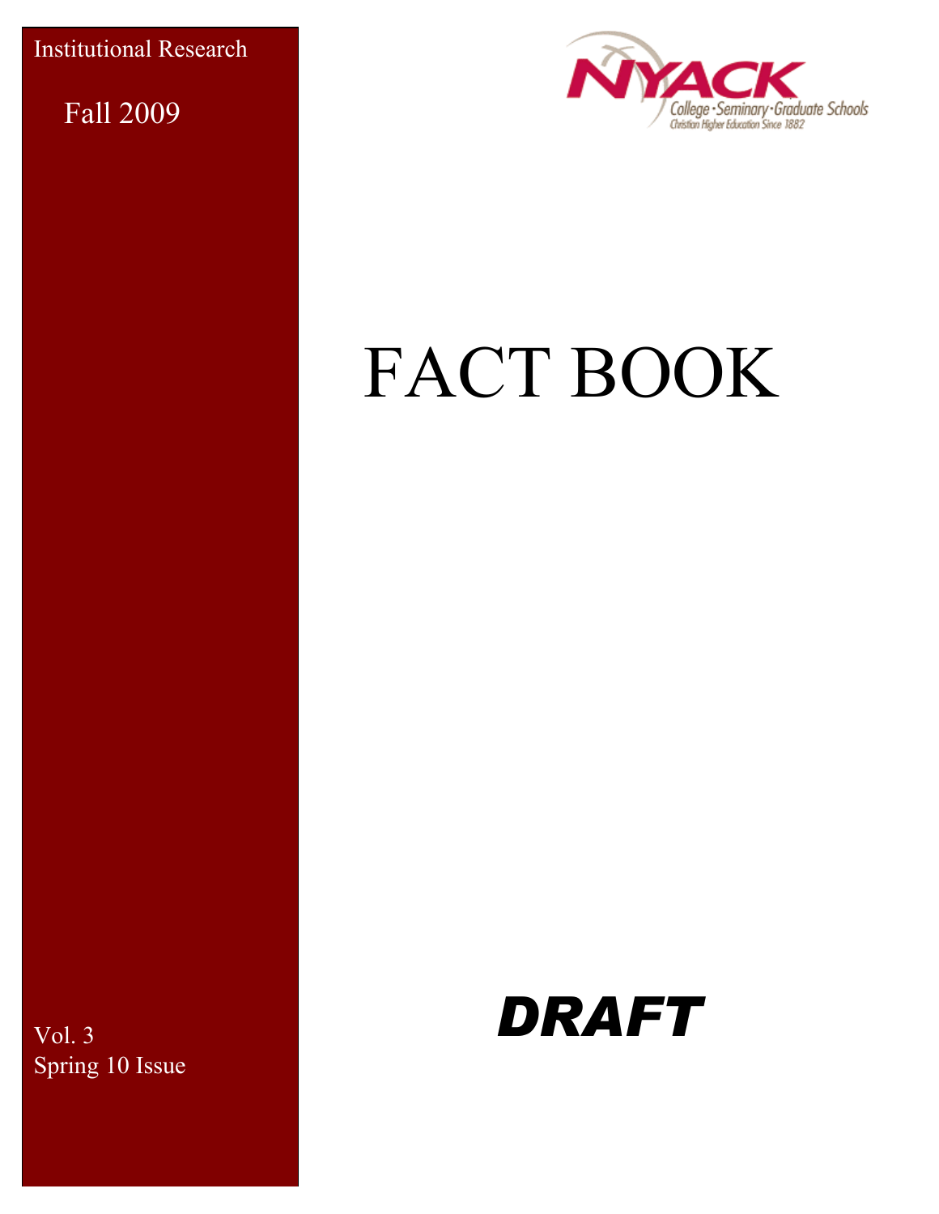Institutional Research

Fall 2009

NYACK
College · Seminary · Graduate Schools
Christian Higher Education Since 1882

# FACT BOOK

***DRAFT***

Vol. 3
Spring 10 Issue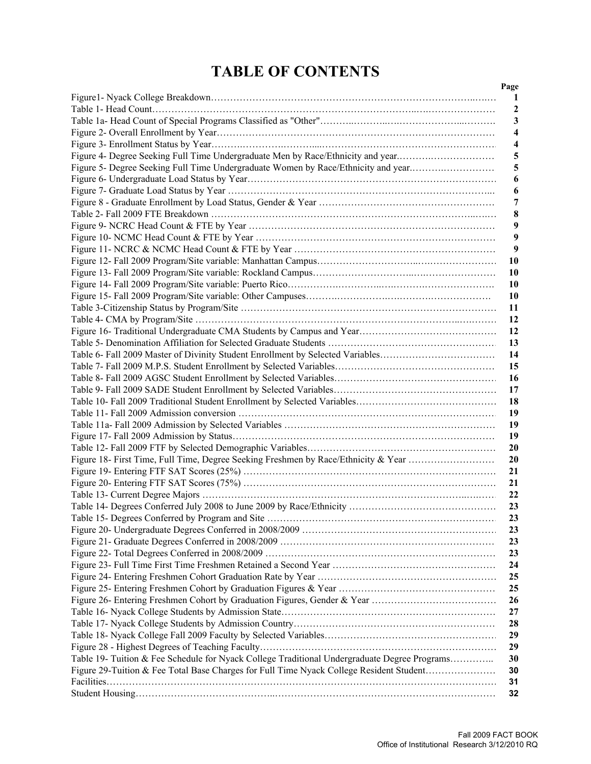# TABLE OF CONTENTS

| | Page |
|---|---|
| Figure1- Nyack College Breakdown | 1 |
| Table 1- Head Count | 2 |
| Table 1a- Head Count of Special Programs Classified as "Other" | 3 |
| Figure 2- Overall Enrollment by Year | 4 |
| Figure 3- Enrollment Status by Year | 4 |
| Figure 4- Degree Seeking Full Time Undergraduate Men by Race/Ethnicity and year. | 5 |
| Figure 5- Degree Seeking Full Time Undergraduate Women by Race/Ethnicity and year. | 5 |
| Figure 6- Undergraduate Load Status by Year | 6 |
| Figure 7- Graduate Load Status by Year | 6 |
| Figure 8 - Graduate Enrollment by Load Status, Gender & Year | 7 |
| Table 2- Fall 2009 FTE Breakdown | 8 |
| Figure 9- NCRC Head Count & FTE by Year | 9 |
| Figure 10- NCMC Head Count & FTE by Year | 9 |
| Figure 11- NCRC & NCMC Head Count & FTE by Year | 9 |
| Figure 12- Fall 2009 Program/Site variable: Manhattan Campus | 10 |
| Figure 13- Fall 2009 Program/Site variable: Rockland Campus | 10 |
| Figure 14- Fall 2009 Program/Site variable: Puerto Rico | 10 |
| Figure 15- Fall 2009 Program/Site variable: Other Campuses | 10 |
| Table 3-Citizenship Status by Program/Site | 11 |
| Table 4- CMA by Program/Site | 12 |
| Figure 16- Traditional Undergraduate CMA Students by Campus and Year | 12 |
| Table 5- Denomination Affiliation for Selected Graduate Students | 13 |
| Table 6- Fall 2009 Master of Divinity Student Enrollment by Selected Variables | 14 |
| Table 7- Fall 2009 M.P.S. Student Enrollment by Selected Variables | 15 |
| Table 8- Fall 2009 AGSC Student Enrollment by Selected Variables | 16 |
| Table 9- Fall 2009 SADE Student Enrollment by Selected Variables | 17 |
| Table 10- Fall 2009 Traditional Student Enrollment by Selected Variables | 18 |
| Table 11- Fall 2009 Admission conversion | 19 |
| Table 11a- Fall 2009 Admission by Selected Variables | 19 |
| Figure 17- Fall 2009 Admission by Status | 19 |
| Table 12- Fall 2009 FTF by Selected Demographic Variables | 20 |
| Figure 18- First Time, Full Time, Degree Seeking Freshmen by Race/Ethnicity & Year | 20 |
| Figure 19- Entering FTF SAT Scores (25%) | 21 |
| Figure 20- Entering FTF SAT Scores (75%) | 21 |
| Table 13- Current Degree Majors | 22 |
| Table 14- Degrees Conferred July 2008 to June 2009 by Race/Ethnicity | 23 |
| Table 15- Degrees Conferred by Program and Site | 23 |
| Figure 20- Undergraduate Degrees Conferred in 2008/2009 | 23 |
| Figure 21- Graduate Degrees Conferred in 2008/2009 | 23 |
| Figure 22- Total Degrees Conferred in 2008/2009 | 23 |
| Figure 23- Full Time First Time Freshmen Retained a Second Year | 24 |
| Figure 24- Entering Freshmen Cohort Graduation Rate by Year | 25 |
| Figure 25- Entering Freshmen Cohort by Graduation Figures & Year | 25 |
| Figure 26- Entering Freshmen Cohort by Graduation Figures, Gender & Year | 26 |
| Table 16- Nyack College Students by Admission State | 27 |
| Table 17- Nyack College Students by Admission Country | 28 |
| Table 18- Nyack College Fall 2009 Faculty by Selected Variables | 29 |
| Figure 28 - Highest Degrees of Teaching Faculty | 29 |
| Table 19- Tuition & Fee Schedule for Nyack College Traditional Undergraduate Degree Programs | 30 |
| Figure 29-Tuition & Fee Total Base Charges for Full Time Nyack College Resident Student | 30 |
| Facilities | 31 |
| Student Housing | 32 |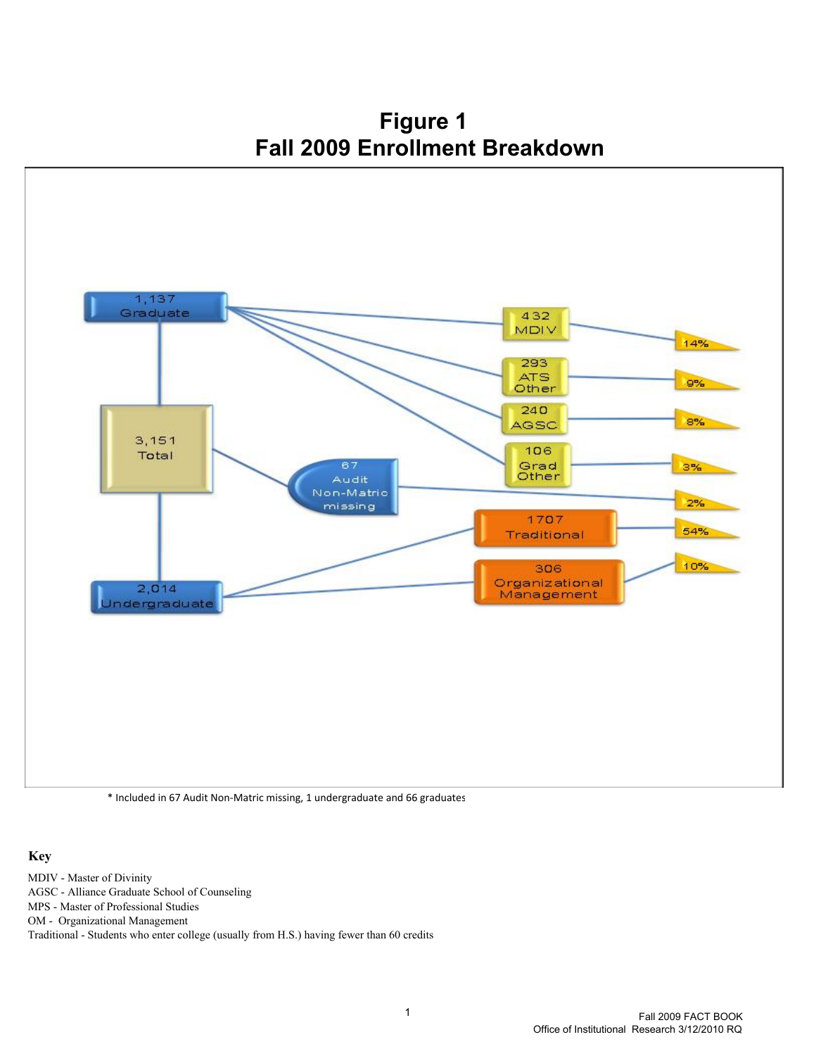# Figure 1
# Fall 2009 Enrollment Breakdown

1,137 Graduate

3,151 Total

2,014 Undergraduate

67 Audit Non-Matric missing

432 MDIV — 14%

293 ATS Other — 9%

240 AGSC — 8%

106 Grad Other — 3%

2%

1707 Traditional — 54%

306 Organizational Management — 10%

\* Included in 67 Audit Non-Matric missing, 1 undergraduate and 66 graduates

**Key**

MDIV - Master of Divinity
AGSC - Alliance Graduate School of Counseling
MPS - Master of Professional Studies
OM - Organizational Management
Traditional - Students who enter college (usually from H.S.) having fewer than 60 credits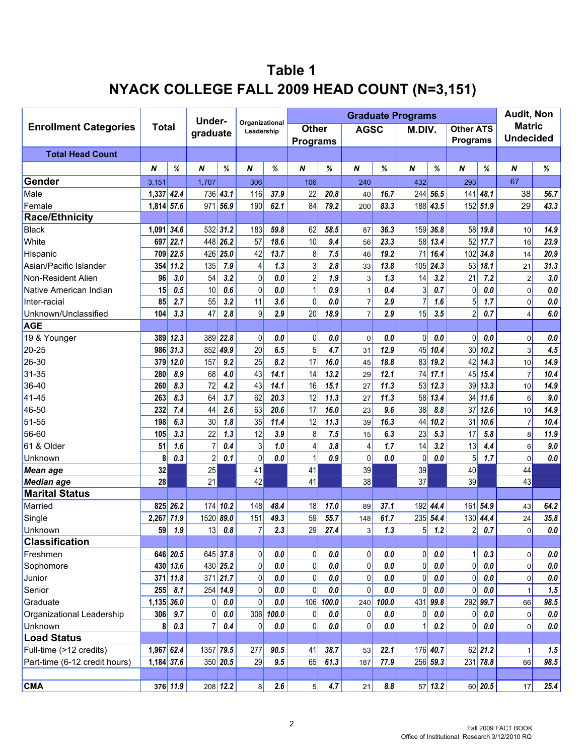# Table 1
# NYACK COLLEGE FALL 2009 HEAD COUNT (N=3,151)

| Enrollment Categories | Total | | Under-graduate | | Organizational Leadership | | Graduate Programs | | | | | | | | Audit, Non Matric Undecided | |
|---|---|---|---|---|---|---|---|---|---|---|---|---|---|---|---|---|
| | | | | | | | Other Programs | | AGSC | | M.DIV. | | Other ATS Programs | | | |
| **Total Head Count** | | | | | | | | | | | | | | | | |
| | **N** | **%** | **N** | **%** | **N** | **%** | **N** | **%** | **N** | **%** | **N** | **%** | **N** | **%** | **N** | **%** |
| **Gender** | 3,151 | | 1,707 | | 306 | | 106 | | 240 | | 432 | | 293 | | 67 | |
| Male | 1,337 | 42.4 | 736 | 43.1 | 116 | 37.9 | 22 | 20.8 | 40 | 16.7 | 244 | 56.5 | 141 | 48.1 | 38 | 56.7 |
| Female | 1,814 | 57.6 | 971 | 56.9 | 190 | 62.1 | 84 | 79.2 | 200 | 83.3 | 188 | 43.5 | 152 | 51.9 | 29 | 43.3 |
| **Race/Ethnicity** | | | | | | | | | | | | | | | | |
| Black | 1,091 | 34.6 | 532 | 31.2 | 183 | 59.8 | 62 | 58.5 | 87 | 36.3 | 159 | 36.8 | 58 | 19.8 | 10 | 14.9 |
| White | 697 | 22.1 | 448 | 26.2 | 57 | 18.6 | 10 | 9.4 | 56 | 23.3 | 58 | 13.4 | 52 | 17.7 | 16 | 23.9 |
| Hispanic | 709 | 22.5 | 426 | 25.0 | 42 | 13.7 | 8 | 7.5 | 46 | 19.2 | 71 | 16.4 | 102 | 34.8 | 14 | 20.9 |
| Asian/Pacific Islander | 354 | 11.2 | 135 | 7.9 | 4 | 1.3 | 3 | 2.8 | 33 | 13.8 | 105 | 24.3 | 53 | 18.1 | 21 | 31.3 |
| Non-Resident Alien | 96 | 3.0 | 54 | 3.2 | 0 | 0.0 | 2 | 1.9 | 3 | 1.3 | 14 | 3.2 | 21 | 7.2 | 2 | 3.0 |
| Native American Indian | 15 | 0.5 | 10 | 0.6 | 0 | 0.0 | 1 | 0.9 | 1 | 0.4 | 3 | 0.7 | 0 | 0.0 | 0 | 0.0 |
| Inter-racial | 85 | 2.7 | 55 | 3.2 | 11 | 3.6 | 0 | 0.0 | 7 | 2.9 | 7 | 1.6 | 5 | 1.7 | 0 | 0.0 |
| Unknown/Unclassified | 104 | 3.3 | 47 | 2.8 | 9 | 2.9 | 20 | 18.9 | 7 | 2.9 | 15 | 3.5 | 2 | 0.7 | 4 | 6.0 |
| **AGE** | | | | | | | | | | | | | | | | |
| 19 & Younger | 389 | 12.3 | 389 | 22.8 | 0 | 0.0 | 0 | 0.0 | 0 | 0.0 | 0 | 0.0 | 0 | 0.0 | 0 | 0.0 |
| 20-25 | 986 | 31.3 | 852 | 49.9 | 20 | 6.5 | 5 | 4.7 | 31 | 12.9 | 45 | 10.4 | 30 | 10.2 | 3 | 4.5 |
| 26-30 | 379 | 12.0 | 157 | 9.2 | 25 | 8.2 | 17 | 16.0 | 45 | 18.8 | 83 | 19.2 | 42 | 14.3 | 10 | 14.9 |
| 31-35 | 280 | 8.9 | 68 | 4.0 | 43 | 14.1 | 14 | 13.2 | 29 | 12.1 | 74 | 17.1 | 45 | 15.4 | 7 | 10.4 |
| 36-40 | 260 | 8.3 | 72 | 4.2 | 43 | 14.1 | 16 | 15.1 | 27 | 11.3 | 53 | 12.3 | 39 | 13.3 | 10 | 14.9 |
| 41-45 | 263 | 8.3 | 64 | 3.7 | 62 | 20.3 | 12 | 11.3 | 27 | 11.3 | 58 | 13.4 | 34 | 11.6 | 6 | 9.0 |
| 46-50 | 232 | 7.4 | 44 | 2.6 | 63 | 20.6 | 17 | 16.0 | 23 | 9.6 | 38 | 8.8 | 37 | 12.6 | 10 | 14.9 |
| 51-55 | 198 | 6.3 | 30 | 1.8 | 35 | 11.4 | 12 | 11.3 | 39 | 16.3 | 44 | 10.2 | 31 | 10.6 | 7 | 10.4 |
| 56-60 | 105 | 3.3 | 22 | 1.3 | 12 | 3.9 | 8 | 7.5 | 15 | 6.3 | 23 | 5.3 | 17 | 5.8 | 8 | 11.9 |
| 61 & Older | 51 | 1.6 | 7 | 0.4 | 3 | 1.0 | 4 | 3.8 | 4 | 1.7 | 14 | 3.2 | 13 | 4.4 | 6 | 9.0 |
| Unknown | 8 | 0.3 | 2 | 0.1 | 0 | 0.0 | 1 | 0.9 | 0 | 0.0 | 0 | 0.0 | 5 | 1.7 | 0 | 0.0 |
| ***Mean age*** | 32 | | 25 | | 41 | | 41 | | 39 | | 39 | | 40 | | 44 | |
| ***Median age*** | 28 | | 21 | | 42 | | 41 | | 38 | | 37 | | 39 | | 43 | |
| **Marital Status** | | | | | | | | | | | | | | | | |
| Married | 825 | 26.2 | 174 | 10.2 | 148 | 48.4 | 18 | 17.0 | 89 | 37.1 | 192 | 44.4 | 161 | 54.9 | 43 | 64.2 |
| Single | 2,267 | 71.9 | 1520 | 89.0 | 151 | 49.3 | 59 | 55.7 | 148 | 61.7 | 235 | 54.4 | 130 | 44.4 | 24 | 35.8 |
| Unknown | 59 | 1.9 | 13 | 0.8 | 7 | 2.3 | 29 | 27.4 | 3 | 1.3 | 5 | 1.2 | 2 | 0.7 | 0 | 0.0 |
| **Classification** | | | | | | | | | | | | | | | | |
| Freshmen | 646 | 20.5 | 645 | 37.8 | 0 | 0.0 | 0 | 0.0 | 0 | 0.0 | 0 | 0.0 | 1 | 0.3 | 0 | 0.0 |
| Sophomore | 430 | 13.6 | 430 | 25.2 | 0 | 0.0 | 0 | 0.0 | 0 | 0.0 | 0 | 0.0 | 0 | 0.0 | 0 | 0.0 |
| Junior | 371 | 11.8 | 371 | 21.7 | 0 | 0.0 | 0 | 0.0 | 0 | 0.0 | 0 | 0.0 | 0 | 0.0 | 0 | 0.0 |
| Senior | 255 | 8.1 | 254 | 14.9 | 0 | 0.0 | 0 | 0.0 | 0 | 0.0 | 0 | 0.0 | 0 | 0.0 | 1 | 1.5 |
| Graduate | 1,135 | 36.0 | 0 | 0.0 | 0 | 0.0 | 106 | 100.0 | 240 | 100.0 | 431 | 99.8 | 292 | 99.7 | 66 | 98.5 |
| Organizational Leadership | 306 | 9.7 | 0 | 0.0 | 306 | 100.0 | 0 | 0.0 | 0 | 0.0 | 0 | 0.0 | 0 | 0.0 | 0 | 0.0 |
| Unknown | 8 | 0.3 | 7 | 0.4 | 0 | 0.0 | 0 | 0.0 | 0 | 0.0 | 1 | 0.2 | 0 | 0.0 | 0 | 0.0 |
| **Load Status** | | | | | | | | | | | | | | | | |
| Full-time (>12 credits) | 1,967 | 62.4 | 1357 | 79.5 | 277 | 90.5 | 41 | 38.7 | 53 | 22.1 | 176 | 40.7 | 62 | 21.2 | 1 | 1.5 |
| Part-time (6-12 credit hours) | 1,184 | 37.6 | 350 | 20.5 | 29 | 9.5 | 65 | 61.3 | 187 | 77.9 | 256 | 59.3 | 231 | 78.8 | 66 | 98.5 |
| | | | | | | | | | | | | | | | | |
| **CMA** | 376 | 11.9 | 208 | 12.2 | 8 | 2.6 | 5 | 4.7 | 21 | 8.8 | 57 | 13.2 | 60 | 20.5 | 17 | 25.4 |

Fall 2009 FACT BOOK
Office of Institutional Research 3/12/2010 RQ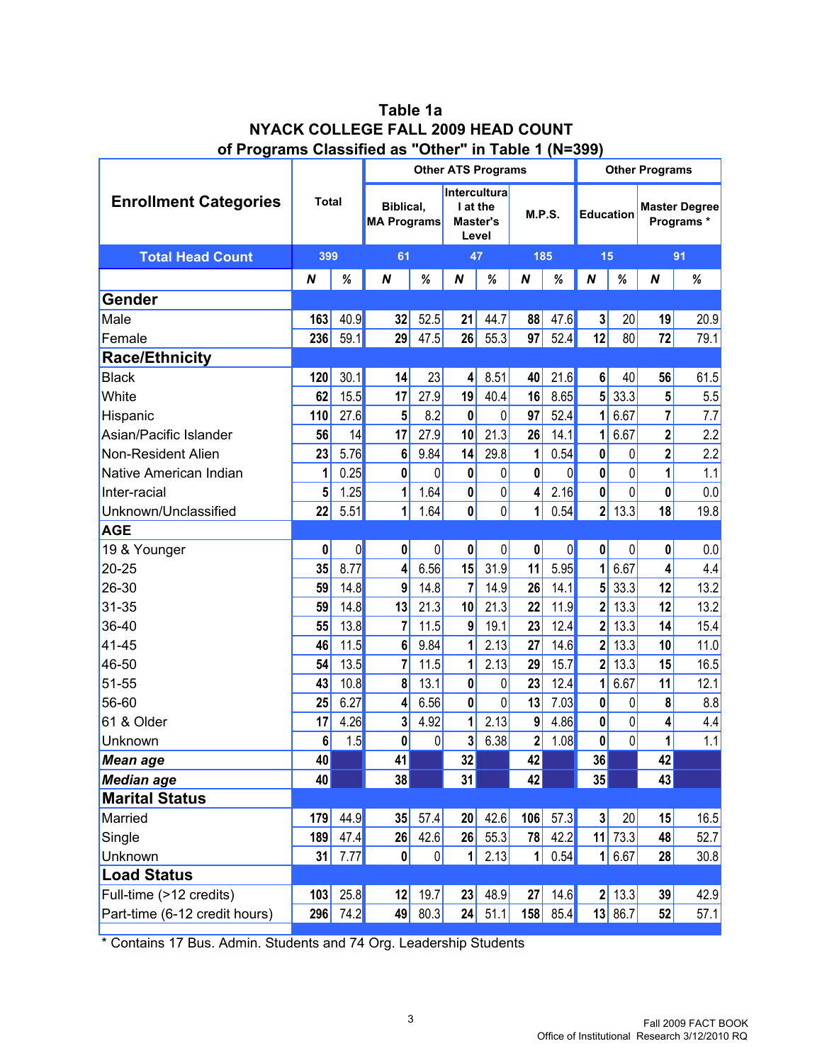# Table 1a
## NYACK COLLEGE FALL 2009 HEAD COUNT
## of Programs Classified as "Other" in Table 1 (N=399)

| Enrollment Categories | Total | | Other ATS Programs | | | | | | Other Programs | | | |
|---|---|---|---|---|---|---|---|---|---|---|---|---|
| | | | Biblical, MA Programs | | Intercultural at the Master's Level | | M.P.S. | | Education | | Master Degree Programs * | |
| **Total Head Count** | 399 | | 61 | | 47 | | 185 | | 15 | | 91 | |
| | ***N*** | ***%*** | ***N*** | ***%*** | ***N*** | ***%*** | ***N*** | ***%*** | ***N*** | ***%*** | ***N*** | ***%*** |
| **Gender** | | | | | | | | | | | | |
| Male | **163** | 40.9 | **32** | 52.5 | **21** | 44.7 | **88** | 47.6 | **3** | 20 | **19** | 20.9 |
| Female | **236** | 59.1 | **29** | 47.5 | **26** | 55.3 | **97** | 52.4 | **12** | 80 | **72** | 79.1 |
| **Race/Ethnicity** | | | | | | | | | | | | |
| Black | **120** | 30.1 | **14** | 23 | **4** | 8.51 | **40** | 21.6 | **6** | 40 | **56** | 61.5 |
| White | **62** | 15.5 | **17** | 27.9 | **19** | 40.4 | **16** | 8.65 | **5** | 33.3 | **5** | 5.5 |
| Hispanic | **110** | 27.6 | **5** | 8.2 | **0** | 0 | **97** | 52.4 | **1** | 6.67 | **7** | 7.7 |
| Asian/Pacific Islander | **56** | 14 | **17** | 27.9 | **10** | 21.3 | **26** | 14.1 | **1** | 6.67 | **2** | 2.2 |
| Non-Resident Alien | **23** | 5.76 | **6** | 9.84 | **14** | 29.8 | **1** | 0.54 | **0** | 0 | **2** | 2.2 |
| Native American Indian | **1** | 0.25 | **0** | 0 | **0** | 0 | **0** | 0 | **0** | 0 | **1** | 1.1 |
| Inter-racial | **5** | 1.25 | **1** | 1.64 | **0** | 0 | **4** | 2.16 | **0** | 0 | **0** | 0.0 |
| Unknown/Unclassified | **22** | 5.51 | **1** | 1.64 | **0** | 0 | **1** | 0.54 | **2** | 13.3 | **18** | 19.8 |
| **AGE** | | | | | | | | | | | | |
| 19 & Younger | **0** | 0 | **0** | 0 | **0** | 0 | **0** | 0 | **0** | 0 | **0** | 0.0 |
| 20-25 | **35** | 8.77 | **4** | 6.56 | **15** | 31.9 | **11** | 5.95 | **1** | 6.67 | **4** | 4.4 |
| 26-30 | **59** | 14.8 | **9** | 14.8 | **7** | 14.9 | **26** | 14.1 | **5** | 33.3 | **12** | 13.2 |
| 31-35 | **59** | 14.8 | **13** | 21.3 | **10** | 21.3 | **22** | 11.9 | **2** | 13.3 | **12** | 13.2 |
| 36-40 | **55** | 13.8 | **7** | 11.5 | **9** | 19.1 | **23** | 12.4 | **2** | 13.3 | **14** | 15.4 |
| 41-45 | **46** | 11.5 | **6** | 9.84 | **1** | 2.13 | **27** | 14.6 | **2** | 13.3 | **10** | 11.0 |
| 46-50 | **54** | 13.5 | **7** | 11.5 | **1** | 2.13 | **29** | 15.7 | **2** | 13.3 | **15** | 16.5 |
| 51-55 | **43** | 10.8 | **8** | 13.1 | **0** | 0 | **23** | 12.4 | **1** | 6.67 | **11** | 12.1 |
| 56-60 | **25** | 6.27 | **4** | 6.56 | **0** | 0 | **13** | 7.03 | **0** | 0 | **8** | 8.8 |
| 61 & Older | **17** | 4.26 | **3** | 4.92 | **1** | 2.13 | **9** | 4.86 | **0** | 0 | **4** | 4.4 |
| Unknown | **6** | 1.5 | **0** | 0 | **3** | 6.38 | **2** | 1.08 | **0** | 0 | **1** | 1.1 |
| ***Mean age*** | **40** | | **41** | | **32** | | **42** | | **36** | | **42** | |
| ***Median age*** | **40** | | **38** | | **31** | | **42** | | **35** | | **43** | |
| **Marital Status** | | | | | | | | | | | | |
| Married | **179** | 44.9 | **35** | 57.4 | **20** | 42.6 | **106** | 57.3 | **3** | 20 | **15** | 16.5 |
| Single | **189** | 47.4 | **26** | 42.6 | **26** | 55.3 | **78** | 42.2 | **11** | 73.3 | **48** | 52.7 |
| Unknown | **31** | 7.77 | **0** | 0 | **1** | 2.13 | **1** | 0.54 | **1** | 6.67 | **28** | 30.8 |
| **Load Status** | | | | | | | | | | | | |
| Full-time (>12 credits) | **103** | 25.8 | **12** | 19.7 | **23** | 48.9 | **27** | 14.6 | **2** | 13.3 | **39** | 42.9 |
| Part-time (6-12 credit hours) | **296** | 74.2 | **49** | 80.3 | **24** | 51.1 | **158** | 85.4 | **13** | 86.7 | **52** | 57.1 |

* Contains 17 Bus. Admin. Students and 74 Org. Leadership Students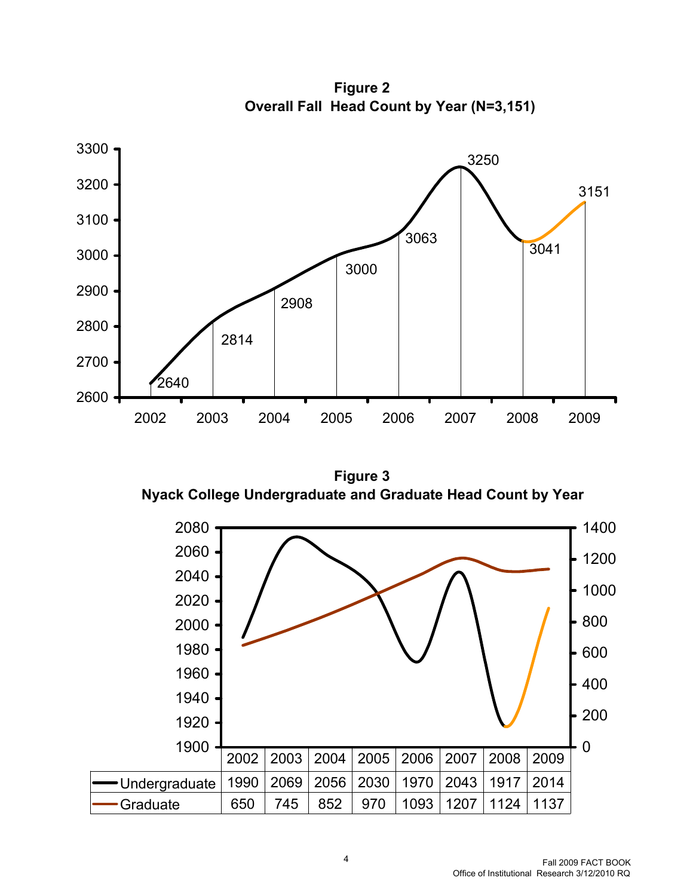**Figure 2**
**Overall Fall Head Count by Year (N=3,151)**

| Year | Head Count |
|---|---|
| 2002 | 2640 |
| 2003 | 2814 |
| 2004 | 2908 |
| 2005 | 3000 |
| 2006 | 3063 |
| 2007 | 3250 |
| 2008 | 3041 |
| 2009 | 3151 |

**Figure 3**
**Nyack College Undergraduate and Graduate Head Count by Year**

| | 2002 | 2003 | 2004 | 2005 | 2006 | 2007 | 2008 | 2009 |
|---|---|---|---|---|---|---|---|---|
| Undergraduate | 1990 | 2069 | 2056 | 2030 | 1970 | 2043 | 1917 | 2014 |
| Graduate | 650 | 745 | 852 | 970 | 1093 | 1207 | 1124 | 1137 |

Fall 2009 FACT BOOK
Office of Institutional Research 3/12/2010 RQ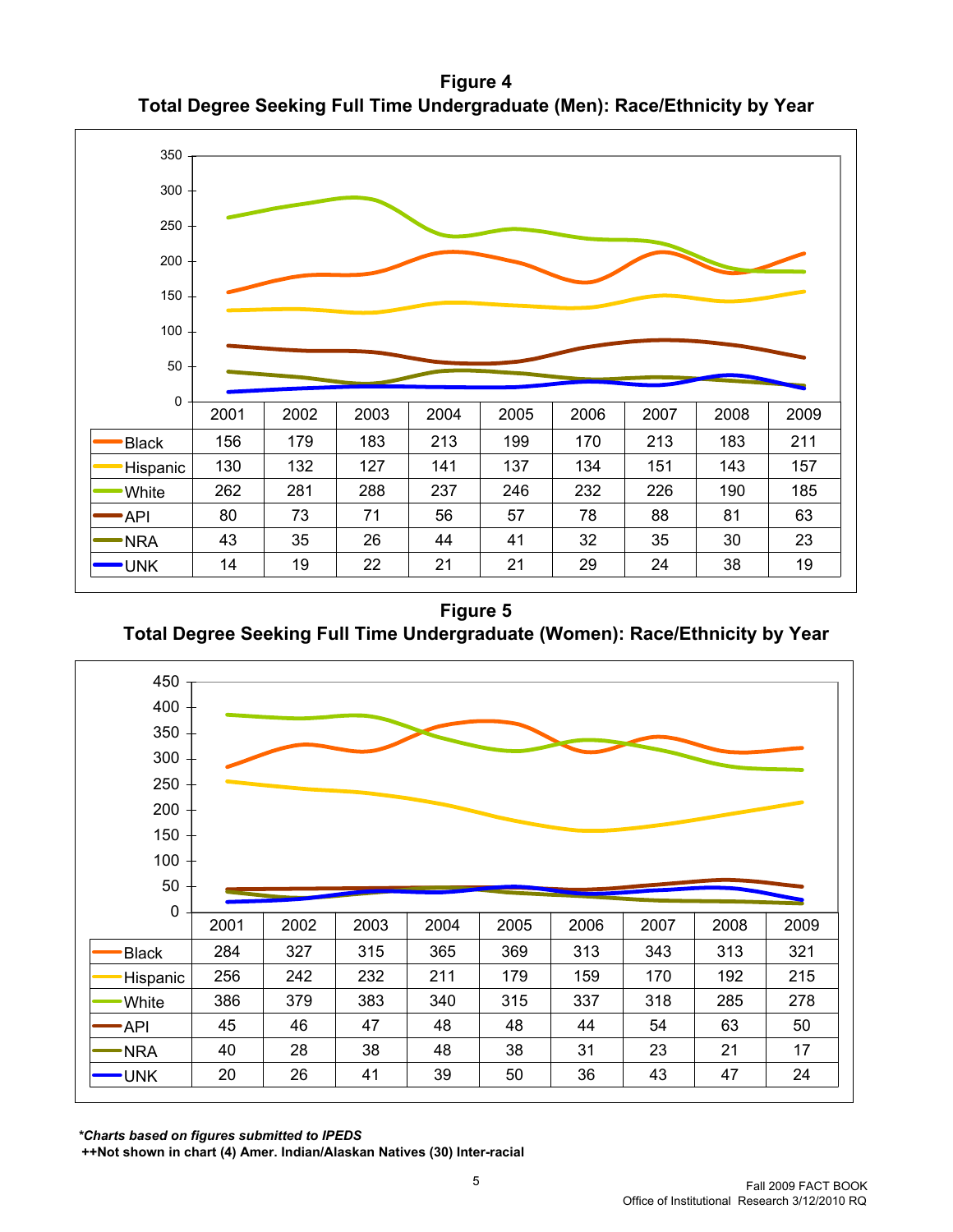**Figure 4**

**Total Degree Seeking Full Time Undergraduate (Men): Race/Ethnicity by Year**

| | 2001 | 2002 | 2003 | 2004 | 2005 | 2006 | 2007 | 2008 | 2009 |
|---|---|---|---|---|---|---|---|---|---|
| Black | 156 | 179 | 183 | 213 | 199 | 170 | 213 | 183 | 211 |
| Hispanic | 130 | 132 | 127 | 141 | 137 | 134 | 151 | 143 | 157 |
| White | 262 | 281 | 288 | 237 | 246 | 232 | 226 | 190 | 185 |
| API | 80 | 73 | 71 | 56 | 57 | 78 | 88 | 81 | 63 |
| NRA | 43 | 35 | 26 | 44 | 41 | 32 | 35 | 30 | 23 |
| UNK | 14 | 19 | 22 | 21 | 21 | 29 | 24 | 38 | 19 |

**Figure 5**

**Total Degree Seeking Full Time Undergraduate (Women): Race/Ethnicity by Year**

| | 2001 | 2002 | 2003 | 2004 | 2005 | 2006 | 2007 | 2008 | 2009 |
|---|---|---|---|---|---|---|---|---|---|
| Black | 284 | 327 | 315 | 365 | 369 | 313 | 343 | 313 | 321 |
| Hispanic | 256 | 242 | 232 | 211 | 179 | 159 | 170 | 192 | 215 |
| White | 386 | 379 | 383 | 340 | 315 | 337 | 318 | 285 | 278 |
| API | 45 | 46 | 47 | 48 | 48 | 44 | 54 | 63 | 50 |
| NRA | 40 | 28 | 38 | 48 | 38 | 31 | 23 | 21 | 17 |
| UNK | 20 | 26 | 41 | 39 | 50 | 36 | 43 | 47 | 24 |

***Charts based on figures submitted to IPEDS***

**++Not shown in chart (4) Amer. Indian/Alaskan Natives (30) Inter-racial**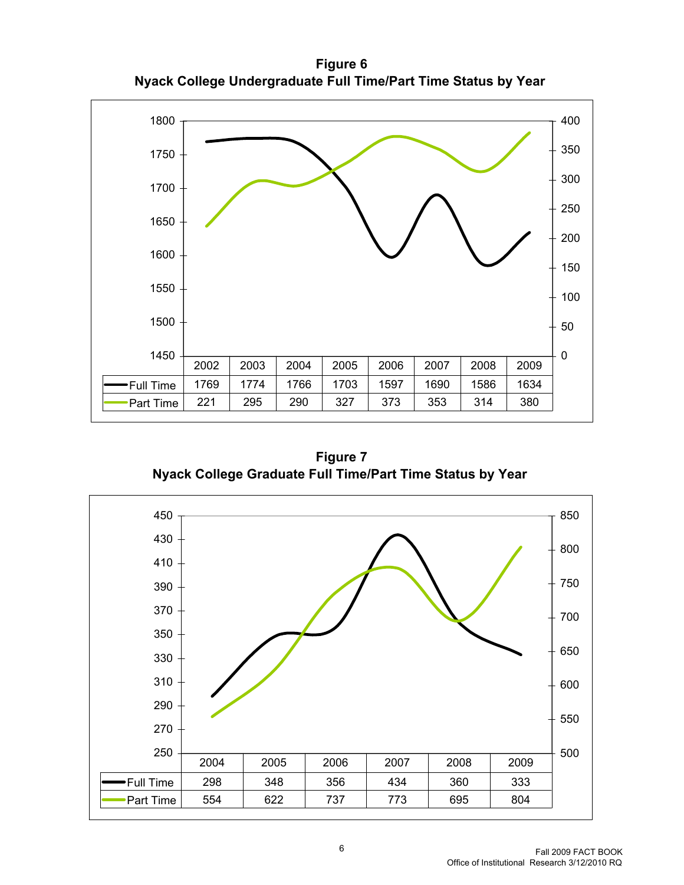**Figure 6**
**Nyack College Undergraduate Full Time/Part Time Status by Year**

| | 2002 | 2003 | 2004 | 2005 | 2006 | 2007 | 2008 | 2009 |
|---|---|---|---|---|---|---|---|---|
| Full Time | 1769 | 1774 | 1766 | 1703 | 1597 | 1690 | 1586 | 1634 |
| Part Time | 221 | 295 | 290 | 327 | 373 | 353 | 314 | 380 |

**Figure 7**
**Nyack College Graduate Full Time/Part Time Status by Year**

| | 2004 | 2005 | 2006 | 2007 | 2008 | 2009 |
|---|---|---|---|---|---|---|
| Full Time | 298 | 348 | 356 | 434 | 360 | 333 |
| Part Time | 554 | 622 | 737 | 773 | 695 | 804 |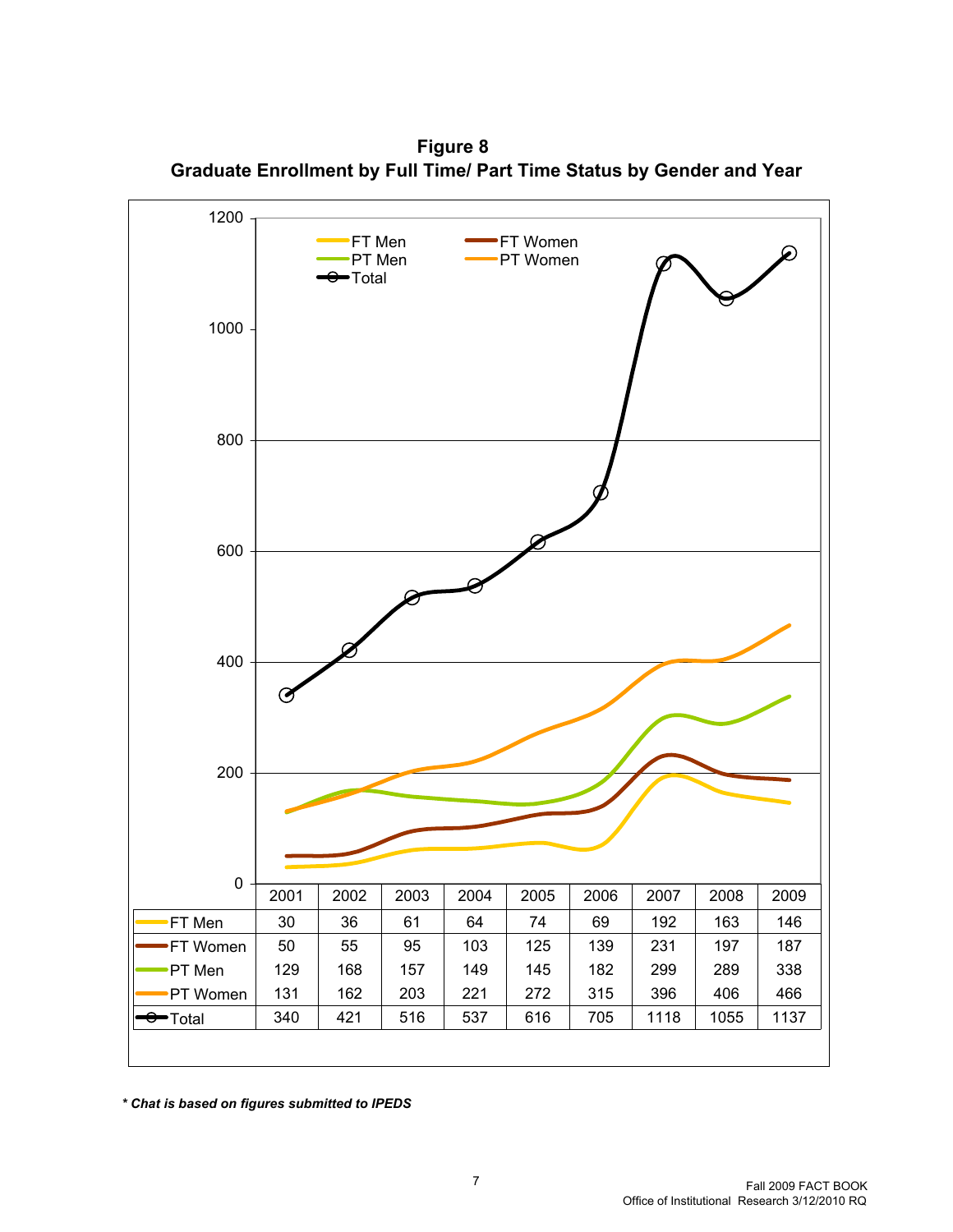**Figure 8**
**Graduate Enrollment by Full Time/ Part Time Status by Gender and Year**

| | 2001 | 2002 | 2003 | 2004 | 2005 | 2006 | 2007 | 2008 | 2009 |
|---|---|---|---|---|---|---|---|---|---|
| FT Men | 30 | 36 | 61 | 64 | 74 | 69 | 192 | 163 | 146 |
| FT Women | 50 | 55 | 95 | 103 | 125 | 139 | 231 | 197 | 187 |
| PT Men | 129 | 168 | 157 | 149 | 145 | 182 | 299 | 289 | 338 |
| PT Women | 131 | 162 | 203 | 221 | 272 | 315 | 396 | 406 | 466 |
| Total | 340 | 421 | 516 | 537 | 616 | 705 | 1118 | 1055 | 1137 |

***\* Chat is based on figures submitted to IPEDS***

Fall 2009 FACT BOOK
Office of Institutional Research 3/12/2010 RQ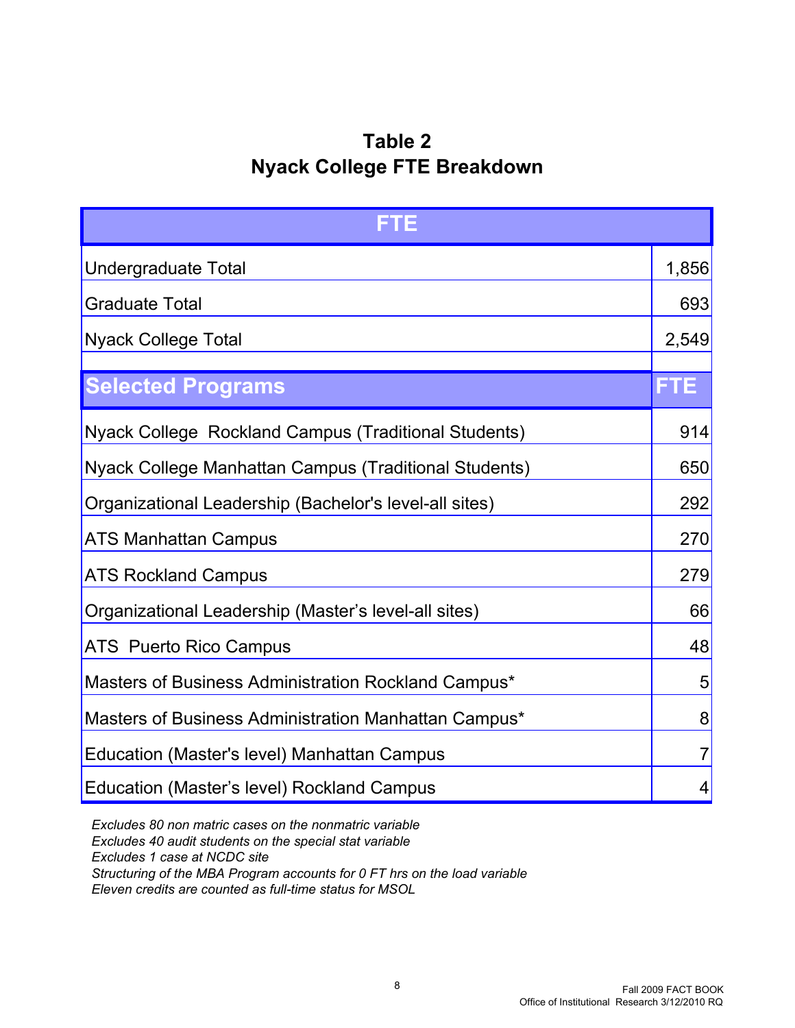# Table 2
# Nyack College FTE Breakdown

| FTE | |
|---|---|
| Undergraduate Total | 1,856 |
| Graduate Total | 693 |
| Nyack College Total | 2,549 |
| | |
| **Selected Programs** | **FTE** |
| Nyack College Rockland Campus (Traditional Students) | 914 |
| Nyack College Manhattan Campus (Traditional Students) | 650 |
| Organizational Leadership (Bachelor's level-all sites) | 292 |
| ATS Manhattan Campus | 270 |
| ATS Rockland Campus | 279 |
| Organizational Leadership (Master's level-all sites) | 66 |
| ATS Puerto Rico Campus | 48 |
| Masters of Business Administration Rockland Campus* | 5 |
| Masters of Business Administration Manhattan Campus* | 8 |
| Education (Master's level) Manhattan Campus | 7 |
| Education (Master's level) Rockland Campus | 4 |

*Excludes 80 non matric cases on the nonmatric variable*
*Excludes 40 audit students on the special stat variable*
*Excludes 1 case at NCDC site*
*Structuring of the MBA Program accounts for 0 FT hrs on the load variable*
*Eleven credits are counted as full-time status for MSOL*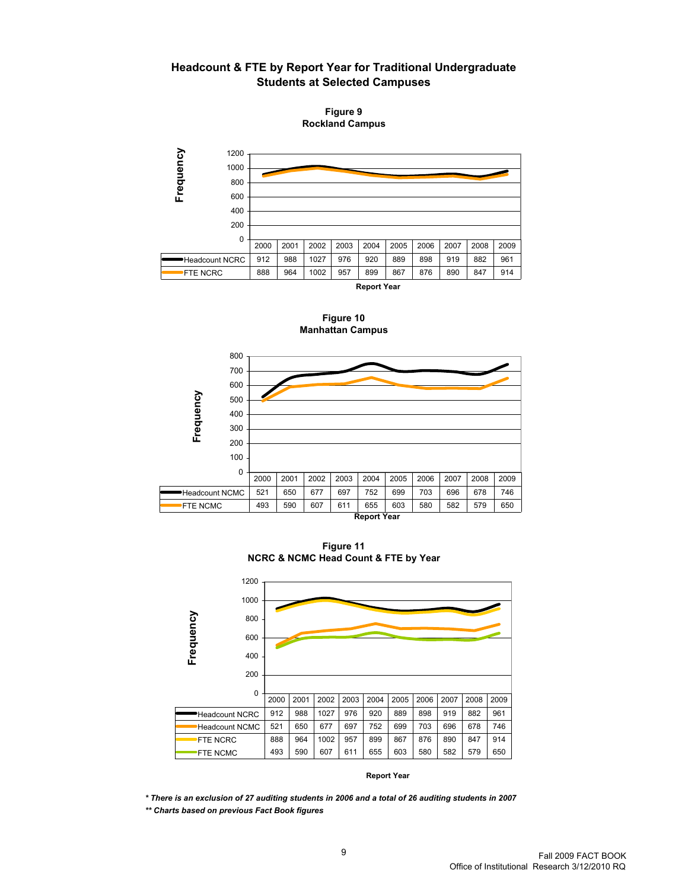# Headcount & FTE by Report Year for Traditional Undergraduate Students at Selected Campuses

**Figure 9**
**Rockland Campus**

| | 2000 | 2001 | 2002 | 2003 | 2004 | 2005 | 2006 | 2007 | 2008 | 2009 |
|---|---|---|---|---|---|---|---|---|---|---|
| Headcount NCRC | 912 | 988 | 1027 | 976 | 920 | 889 | 898 | 919 | 882 | 961 |
| FTE NCRC | 888 | 964 | 1002 | 957 | 899 | 867 | 876 | 890 | 847 | 914 |

Report Year

**Figure 10**
**Manhattan Campus**

| | 2000 | 2001 | 2002 | 2003 | 2004 | 2005 | 2006 | 2007 | 2008 | 2009 |
|---|---|---|---|---|---|---|---|---|---|---|
| Headcount NCMC | 521 | 650 | 677 | 697 | 752 | 699 | 703 | 696 | 678 | 746 |
| FTE NCMC | 493 | 590 | 607 | 611 | 655 | 603 | 580 | 582 | 579 | 650 |

Report Year

**Figure 11**
**NCRC & NCMC Head Count & FTE by Year**

| | 2000 | 2001 | 2002 | 2003 | 2004 | 2005 | 2006 | 2007 | 2008 | 2009 |
|---|---|---|---|---|---|---|---|---|---|---|
| Headcount NCRC | 912 | 988 | 1027 | 976 | 920 | 889 | 898 | 919 | 882 | 961 |
| Headcount NCMC | 521 | 650 | 677 | 697 | 752 | 699 | 703 | 696 | 678 | 746 |
| FTE NCRC | 888 | 964 | 1002 | 957 | 899 | 867 | 876 | 890 | 847 | 914 |
| FTE NCMC | 493 | 590 | 607 | 611 | 655 | 603 | 580 | 582 | 579 | 650 |

Report Year

***There is an exclusion of 27 auditing students in 2006 and a total of 26 auditing students in 2007***

***** Charts based on previous Fact Book figures***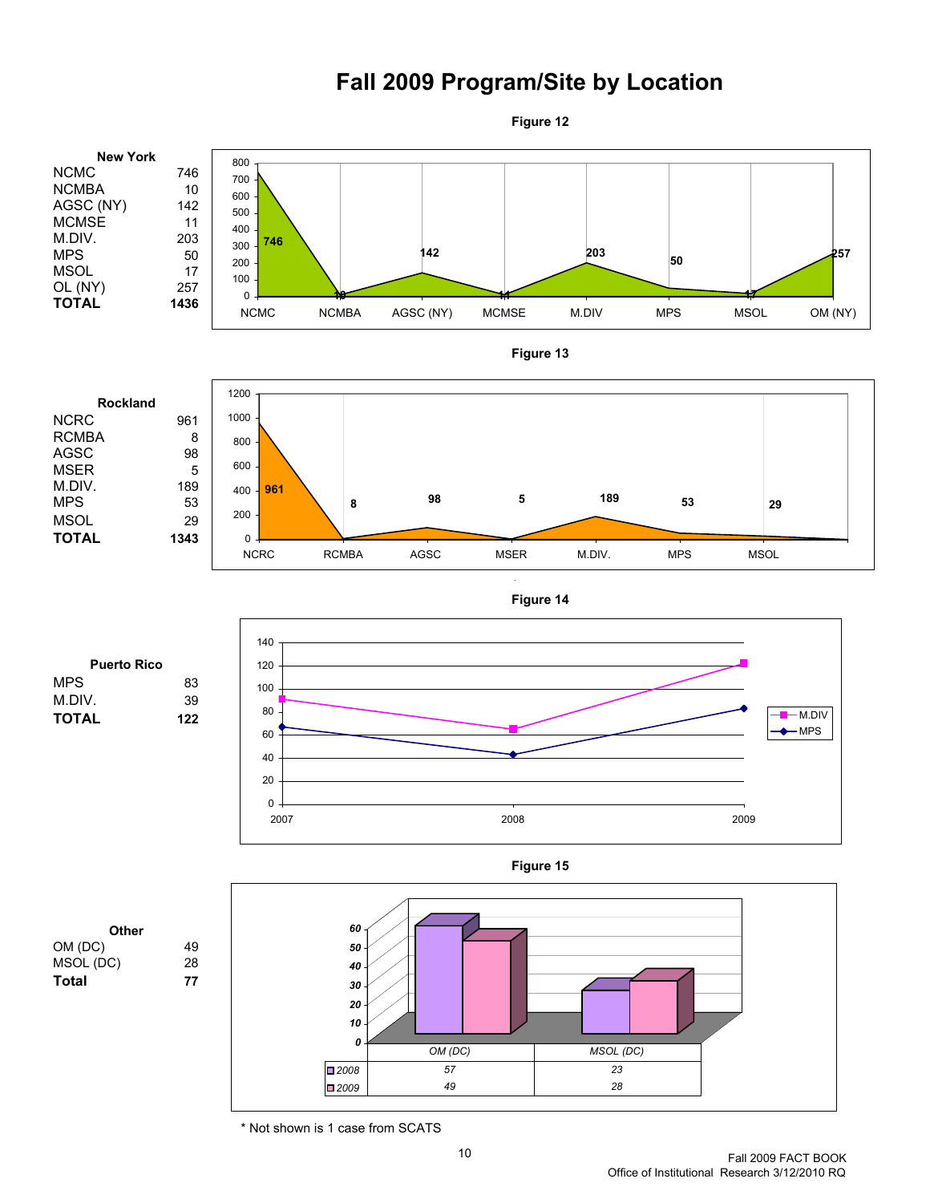# Fall 2009 Program/Site by Location

Figure 12

| New York | |
|---|---|
| NCMC | 746 |
| NCMBA | 10 |
| AGSC (NY) | 142 |
| MCMSE | 11 |
| M.DIV. | 203 |
| MPS | 50 |
| MSOL | 17 |
| OL (NY) | 257 |
| **TOTAL** | **1436** |

Figure 13

| Rockland | |
|---|---|
| NCRC | 961 |
| RCMBA | 8 |
| AGSC | 98 |
| MSER | 5 |
| M.DIV. | 189 |
| MPS | 53 |
| MSOL | 29 |
| **TOTAL** | **1343** |

Figure 14

| Puerto Rico | |
|---|---|
| MPS | 83 |
| M.DIV. | 39 |
| **TOTAL** | **122** |

Figure 15

| Other | |
|---|---|
| OM (DC) | 49 |
| MSOL (DC) | 28 |
| **Total** | **77** |

| | OM (DC) | MSOL (DC) |
|---|---|---|
| 2008 | 57 | 23 |
| 2009 | 49 | 28 |

\* Not shown is 1 case from SCATS

Fall 2009 FACT BOOK
Office of Institutional Research 3/12/2010 RQ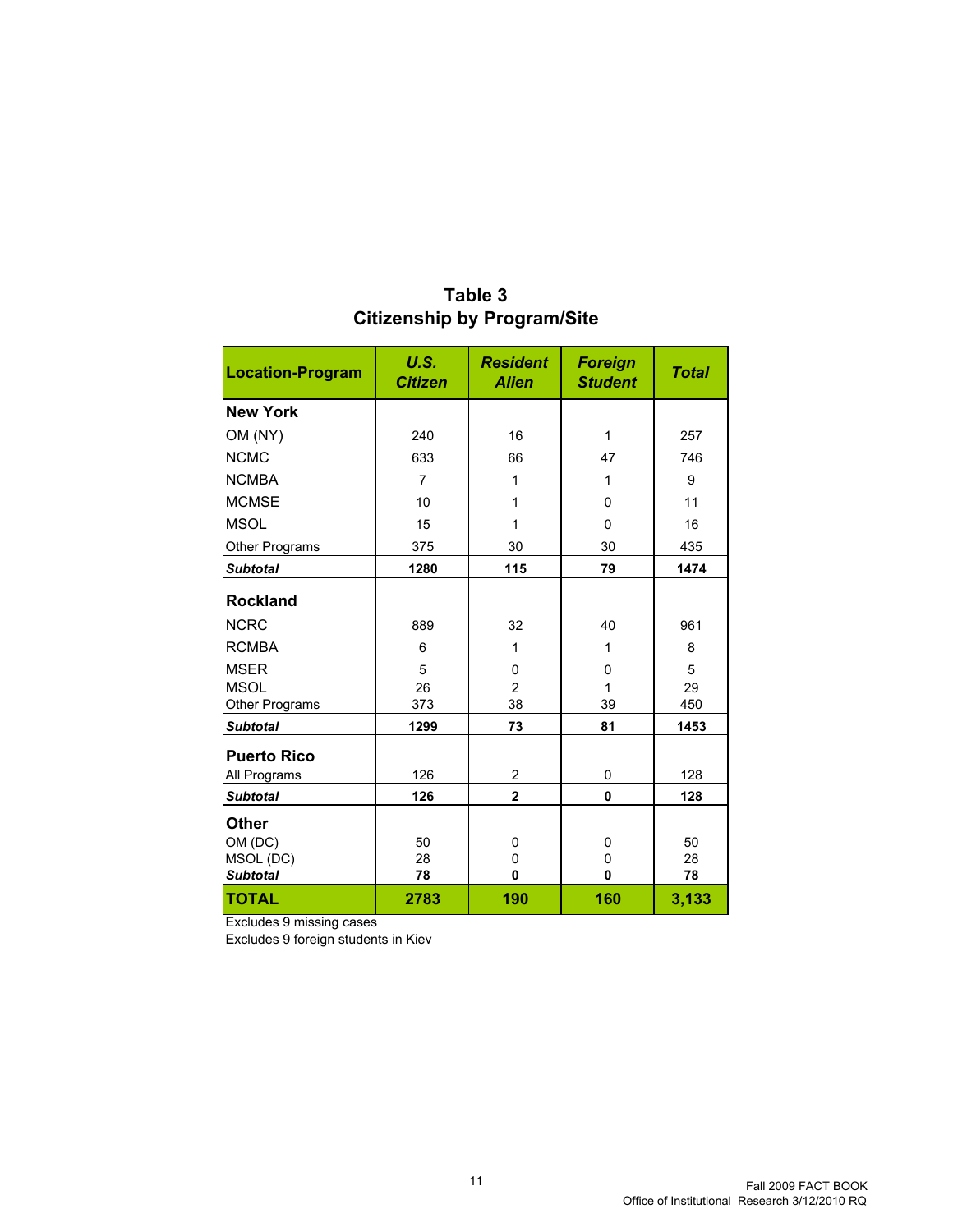## Table 3
## Citizenship by Program/Site

| Location-Program | *U.S. Citizen* | *Resident Alien* | *Foreign Student* | *Total* |
|---|---|---|---|---|
| **New York** | | | | |
| OM (NY) | 240 | 16 | 1 | 257 |
| NCMC | 633 | 66 | 47 | 746 |
| NCMBA | 7 | 1 | 1 | 9 |
| MCMSE | 10 | 1 | 0 | 11 |
| MSOL | 15 | 1 | 0 | 16 |
| Other Programs | 375 | 30 | 30 | 435 |
| ***Subtotal*** | **1280** | **115** | **79** | **1474** |
| **Rockland** | | | | |
| NCRC | 889 | 32 | 40 | 961 |
| RCMBA | 6 | 1 | 1 | 8 |
| MSER | 5 | 0 | 0 | 5 |
| MSOL | 26 | 2 | 1 | 29 |
| Other Programs | 373 | 38 | 39 | 450 |
| ***Subtotal*** | **1299** | **73** | **81** | **1453** |
| **Puerto Rico** | | | | |
| All Programs | 126 | 2 | 0 | 128 |
| ***Subtotal*** | **126** | **2** | **0** | **128** |
| **Other** | | | | |
| OM (DC) | 50 | 0 | 0 | 50 |
| MSOL (DC) | 28 | 0 | 0 | 28 |
| ***Subtotal*** | **78** | **0** | **0** | **78** |
| **TOTAL** | **2783** | **190** | **160** | **3,133** |

Excludes 9 missing cases
Excludes 9 foreign students in Kiev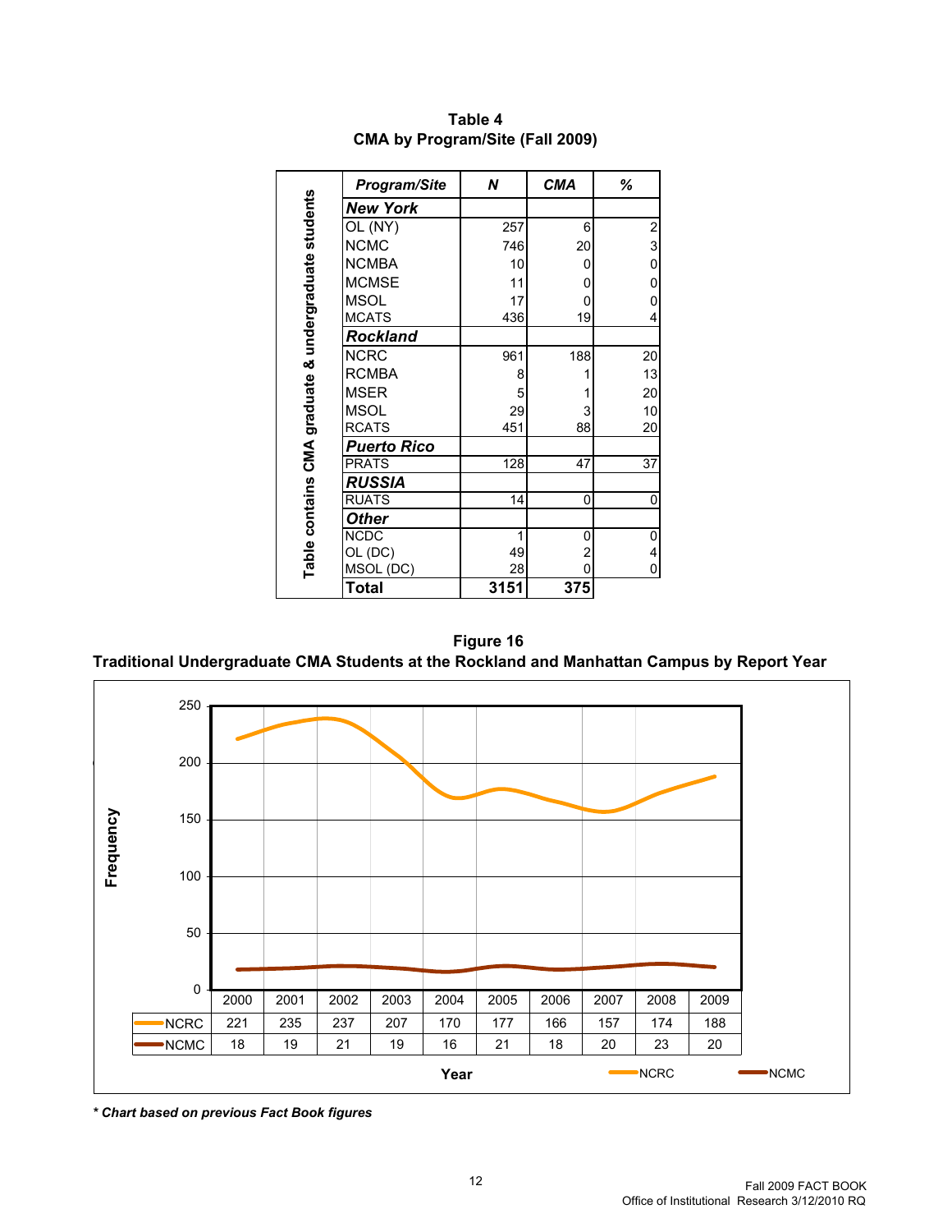**Table 4**
**CMA by Program/Site (Fall 2009)**

*Table contains CMA graduate & undergraduate students*

| *Program/Site* | *N* | *CMA* | *%* |
|---|---|---|---|
| ***New York*** | | | |
| OL (NY) | 257 | 6 | 2 |
| NCMC | 746 | 20 | 3 |
| NCMBA | 10 | 0 | 0 |
| MCMSE | 11 | 0 | 0 |
| MSOL | 17 | 0 | 0 |
| MCATS | 436 | 19 | 4 |
| ***Rockland*** | | | |
| NCRC | 961 | 188 | 20 |
| RCMBA | 8 | 1 | 13 |
| MSER | 5 | 1 | 20 |
| MSOL | 29 | 3 | 10 |
| RCATS | 451 | 88 | 20 |
| ***Puerto Rico*** | | | |
| PRATS | 128 | 47 | 37 |
| ***RUSSIA*** | | | |
| RUATS | 14 | 0 | 0 |
| ***Other*** | | | |
| NCDC | 1 | 0 | 0 |
| OL (DC) | 49 | 2 | 4 |
| MSOL (DC) | 28 | 0 | 0 |
| **Total** | **3151** | **375** | |

**Figure 16**
**Traditional Undergraduate CMA Students at the Rockland and Manhattan Campus by Report Year**

| | 2000 | 2001 | 2002 | 2003 | 2004 | 2005 | 2006 | 2007 | 2008 | 2009 |
|---|---|---|---|---|---|---|---|---|---|---|
| NCRC | 221 | 235 | 237 | 207 | 170 | 177 | 166 | 157 | 174 | 188 |
| NCMC | 18 | 19 | 21 | 19 | 16 | 21 | 18 | 20 | 23 | 20 |

***\* Chart based on previous Fact Book figures***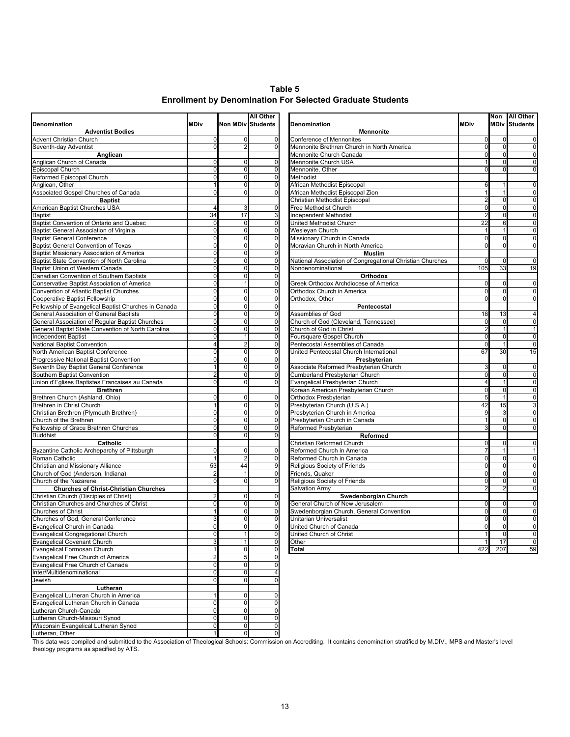# Table 5
## Enrollment by Denomination For Selected Graduate Students

| Denomination | MDiv | Non MDiv | All Other Students |
|---|---|---|---|
| **Adventist Bodies** | | | |
| Advent Christian Church | 0 | 0 | 0 |
| Seventh-day Adventist | 0 | 2 | 0 |
| **Anglican** | | | |
| Anglican Church of Canada | 0 | 0 | 0 |
| Episcopal Church | 0 | 0 | 0 |
| Reformed Episcopal Church | 0 | 0 | 0 |
| Anglican, Other | 1 | 0 | 0 |
| Associated Gospel Churches of Canada | 0 | 0 | 0 |
| **Baptist** | | | |
| American Baptist Churches USA | 4 | 3 | 0 |
| Baptist | 34 | 17 | 3 |
| Baptist Convention of Ontario and Quebec | 0 | 0 | 0 |
| Baptist General Association of Virginia | 0 | 0 | 0 |
| Baptist General Conference | 0 | 0 | 0 |
| Baptist General Convention of Texas | 0 | 0 | 0 |
| Baptist Missionary Association of America | 0 | 0 | 0 |
| Baptist State Convention of North Carolina | 0 | 0 | 0 |
| Baptist Union of Western Canada | 0 | 0 | 0 |
| Canadian Convention of Southern Baptists | 0 | 0 | 0 |
| Conservative Baptist Association of America | 0 | 1 | 0 |
| Convention of Atlantic Baptist Churches | 0 | 0 | 0 |
| Cooperative Baptist Fellowship | 0 | 0 | 0 |
| Fellowship of Evangelical Baptist Churches in Canada | 0 | 0 | 0 |
| General Association of General Baptists | 0 | 0 | 0 |
| General Association of Regular Baptist Churches | 0 | 0 | 0 |
| General Baptist State Convention of North Carolina | 0 | 0 | 0 |
| Independent Baptist | 0 | 1 | 0 |
| National Baptist Convention | 4 | 2 | 0 |
| North American Baptist Conference | 0 | 0 | 0 |
| Progressive National Baptist Convention | 0 | 0 | 0 |
| Seventh Day Baptist General Conference | 1 | 0 | 0 |
| Southern Baptist Convention | 2 | 0 | 0 |
| Union d'Eglises Baptistes Francaises au Canada | 0 | 0 | 0 |
| **Brethren** | | | |
| Brethren Church (Ashland, Ohio) | 0 | 0 | 0 |
| Brethren in Christ Church | 1 | 0 | 0 |
| Christian Brethren (Plymouth Brethren) | 0 | 0 | 0 |
| Church of the Brethren | 0 | 0 | 0 |
| Fellowship of Grace Brethren Churches | 0 | 0 | 0 |
| Buddhist | 0 | 0 | 0 |
| **Catholic** | | | |
| Byzantine Catholic Archeparchy of Pittsburgh | 0 | 0 | 0 |
| Roman Catholic | 1 | 2 | 0 |
| Christian and Missionary Alliance | 53 | 44 | 9 |
| Church of God (Anderson, Indiana) | 2 | 1 | 0 |
| Church of the Nazarene | 0 | 0 | 0 |
| **Churches of Christ-Christian Churches** | | | |
| Christian Church (Disciples of Christ) | 2 | 0 | 0 |
| Christian Churches and Churches of Christ | 0 | 0 | 0 |
| Churches of Christ | 1 | 0 | 0 |
| Churches of God, General Conference | 3 | 0 | 0 |
| Evangelical Church in Canada | 0 | 0 | 0 |
| Evangelical Congregational Church | 0 | 1 | 0 |
| Evangelical Covenant Church | 3 | 1 | 0 |
| Evangelical Formosan Church | 1 | 0 | 0 |
| Evangelical Free Church of America | 2 | 5 | 0 |
| Evangelical Free Church of Canada | 0 | 0 | 0 |
| Inter/Multidenominational | 0 | 0 | 4 |
| Jewish | 0 | 0 | 0 |
| **Lutheran** | | | |
| Evangelical Lutheran Church in America | 1 | 0 | 0 |
| Evangelical Lutheran Church in Canada | 0 | 0 | 0 |
| Lutheran Church-Canada | 0 | 0 | 0 |
| Lutheran Church-Missouri Synod | 0 | 0 | 0 |
| Wisconsin Evangelical Lutheran Synod | 0 | 0 | 0 |
| Lutheran, Other | 1 | 0 | 0 |
| **Mennonite** | | | |
| Conference of Mennonites | 0 | 0 | 0 |
| Mennonite Brethren Church in North America | 0 | 0 | 0 |
| Mennonite Church Canada | 0 | 0 | 0 |
| Mennonite Church USA | 1 | 0 | 0 |
| Mennonite, Other | 0 | 0 | 0 |
| Methodist | | | |
| African Methodist Episcopal | 6 | 1 | 0 |
| African Methodist Episcopal Zion | 1 | 1 | 0 |
| Christian Methodist Episcopal | 2 | 0 | 0 |
| Free Methodist Church | 0 | 0 | 0 |
| Independent Methodist | 2 | 0 | 0 |
| United Methodist Church | 22 | 6 | 0 |
| Wesleyan Church | 1 | 1 | 0 |
| Missionary Church in Canada | 0 | 0 | 0 |
| Moravian Church in North America | 0 | 0 | 0 |
| **Muslim** | | | |
| National Association of Congregational Christian Churches | 0 | 0 | 0 |
| Nondenominational | 105 | 33 | 19 |
| **Orthodox** | | | |
| Greek Orthodox Archdiocese of America | 0 | 0 | 0 |
| Orthodox Church in America | 0 | 0 | 0 |
| Orthodox, Other | 0 | 0 | 0 |
| **Pentecostal** | | | |
| Assemblies of God | 18 | 13 | 4 |
| Church of God (Cleveland, Tennessee) | 0 | 0 | 0 |
| Church of God in Christ | 2 | 1 | 1 |
| Foursquare Gospel Church | 0 | 0 | 0 |
| Pentecostal Assemblies of Canada | 0 | 1 | 0 |
| United Pentecostal Church International | 67 | 30 | 15 |
| **Presbyterian** | | | |
| Associate Reformed Presbyterian Church | 3 | 0 | 0 |
| Cumberland Presbyterian Church | 0 | 0 | 0 |
| Evangelical Presbyterian Church | 4 | 1 | 0 |
| Korean American Presbyterian Church | 0 | 0 | 0 |
| Orthodox Presbyterian | 5 | 1 | 0 |
| Presbyterian Church (U.S.A.) | 42 | 15 | 3 |
| Presbyterian Church in America | 9 | 3 | 0 |
| Presbyterian Church in Canada | 1 | 0 | 0 |
| Reformed Presbyterian | 3 | 0 | 0 |
| **Reformed** | | | |
| Christian Reformed Church | 0 | 0 | 0 |
| Reformed Church in America | 7 | 1 | 1 |
| Reformed Church in Canada | 0 | 0 | 0 |
| Religious Society of Friends | 0 | 0 | 0 |
| Friends, Quaker | 0 | 0 | 0 |
| Religious Society of Friends | 0 | 0 | 0 |
| Salvation Army | 2 | 2 | 0 |
| **Swedenborgian Church** | | | |
| General Church of New Jerusalem | 0 | 0 | 0 |
| Swedenborgian Church, General Convention | 0 | 0 | 0 |
| Unitarian Universalist | 0 | 0 | 0 |
| United Church of Canada | 0 | 0 | 0 |
| United Church of Christ | 1 | 0 | 0 |
| Other | 1 | 17 | 0 |
| **Total** | 422 | 207 | 59 |

This data was compiled and submitted to the Association of Theological Schools: Commission on Accrediting. It contains denomination stratified by M.DIV., MPS and Master's level theology programs as specified by ATS.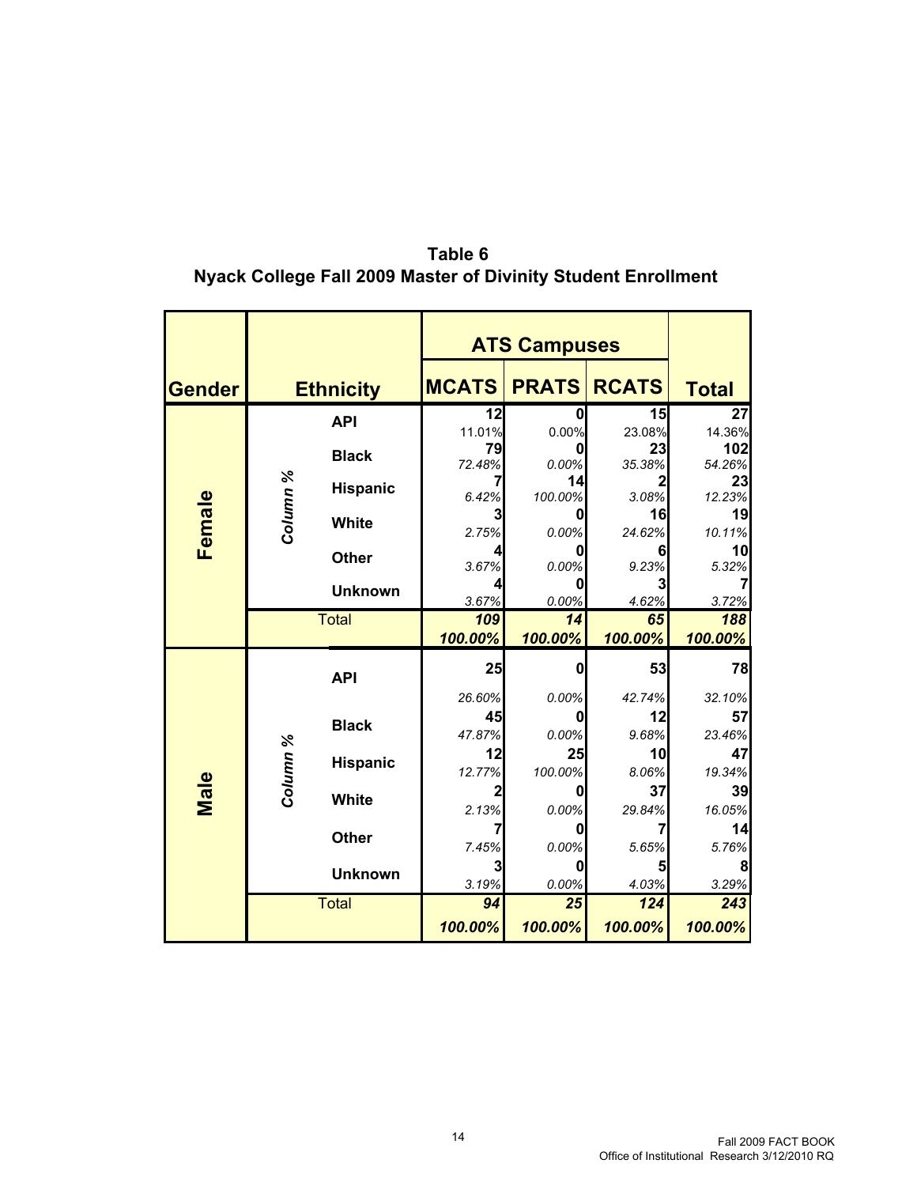## Table 6
## Nyack College Fall 2009 Master of Divinity Student Enrollment

| Gender | | Ethnicity | ATS Campuses | | | Total |
|---|---|---|---|---|---|---|
| | | | MCATS | PRATS | RCATS | |
| Female | Column % | API | 12<br>11.01% | 0<br>0.00% | 15<br>23.08% | 27<br>14.36% |
| | | Black | 79<br>72.48% | 0<br>0.00% | 23<br>35.38% | 102<br>54.26% |
| | | Hispanic | 7<br>6.42% | 14<br>100.00% | 2<br>3.08% | 23<br>12.23% |
| | | White | 3<br>2.75% | 0<br>0.00% | 16<br>24.62% | 19<br>10.11% |
| | | Other | 4<br>3.67% | 0<br>0.00% | 6<br>9.23% | 10<br>5.32% |
| | | Unknown | 4<br>3.67% | 0<br>0.00% | 3<br>4.62% | 7<br>3.72% |
| | Total | | 109<br>100.00% | 14<br>100.00% | 65<br>100.00% | 188<br>100.00% |
| Male | Column % | API | 25<br>26.60% | 0<br>0.00% | 53<br>42.74% | 78<br>32.10% |
| | | Black | 45<br>47.87% | 0<br>0.00% | 12<br>9.68% | 57<br>23.46% |
| | | Hispanic | 12<br>12.77% | 25<br>100.00% | 10<br>8.06% | 47<br>19.34% |
| | | White | 2<br>2.13% | 0<br>0.00% | 37<br>29.84% | 39<br>16.05% |
| | | Other | 7<br>7.45% | 0<br>0.00% | 7<br>5.65% | 14<br>5.76% |
| | | Unknown | 3<br>3.19% | 0<br>0.00% | 5<br>4.03% | 8<br>3.29% |
| | Total | | 94<br>100.00% | 25<br>100.00% | 124<br>100.00% | 243<br>100.00% |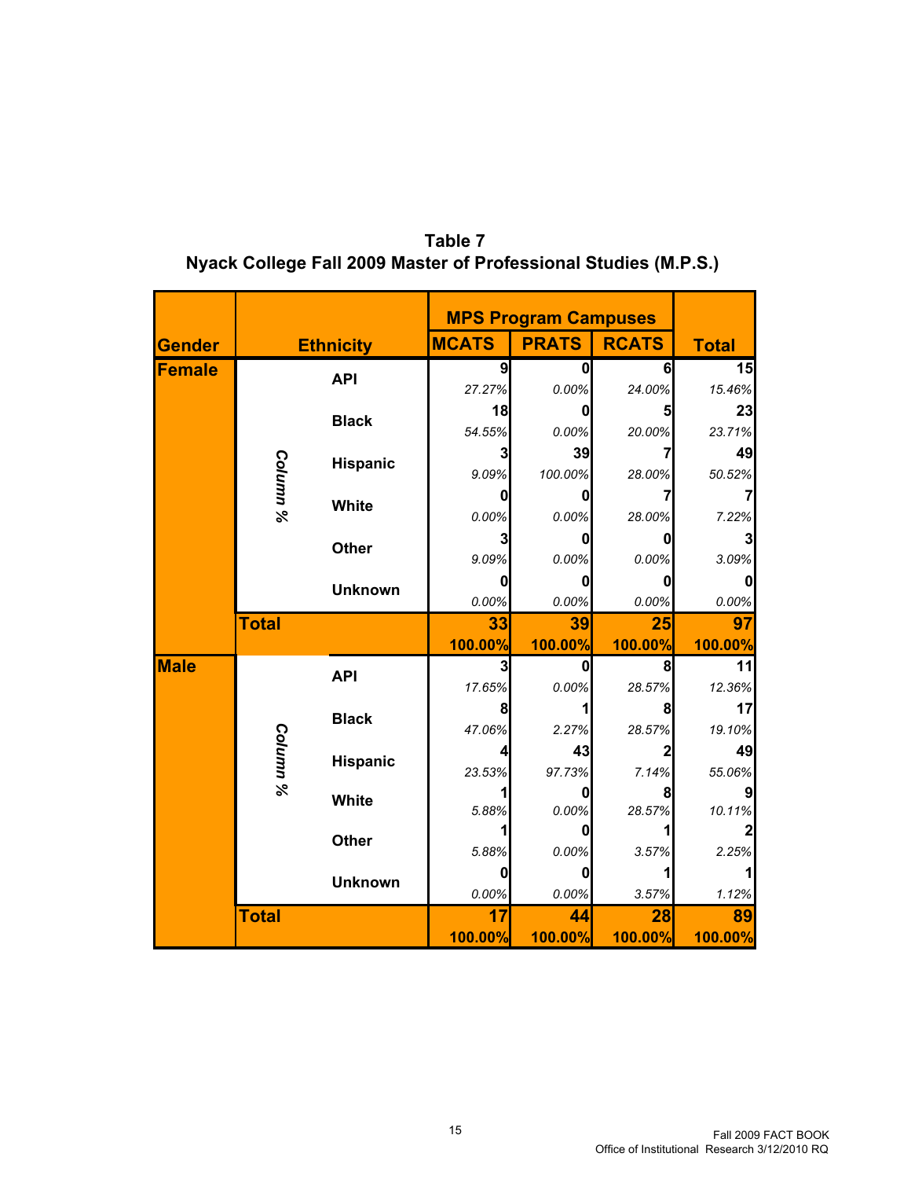**Table 7**
**Nyack College Fall 2009 Master of Professional Studies (M.P.S.)**

| Gender | | Ethnicity | MPS Program Campuses | | | Total |
|---|---|---|---|---|---|---|
| | | | MCATS | PRATS | RCATS | |
| Female | Column % | API | 9 | 0 | 6 | 15 |
| | | | *27.27%* | *0.00%* | *24.00%* | *15.46%* |
| | | Black | 18 | 0 | 5 | 23 |
| | | | *54.55%* | *0.00%* | *20.00%* | *23.71%* |
| | | Hispanic | 3 | 39 | 7 | 49 |
| | | | *9.09%* | *100.00%* | *28.00%* | *50.52%* |
| | | White | 0 | 0 | 7 | 7 |
| | | | *0.00%* | *0.00%* | *28.00%* | *7.22%* |
| | | Other | 3 | 0 | 0 | 3 |
| | | | *9.09%* | *0.00%* | *0.00%* | *3.09%* |
| | | Unknown | 0 | 0 | 0 | 0 |
| | | | *0.00%* | *0.00%* | *0.00%* | *0.00%* |
| | **Total** | | **33** | **39** | **25** | **97** |
| | | | **100.00%** | **100.00%** | **100.00%** | **100.00%** |
| Male | Column % | API | 3 | 0 | 8 | 11 |
| | | | *17.65%* | *0.00%* | *28.57%* | *12.36%* |
| | | Black | 8 | 1 | 8 | 17 |
| | | | *47.06%* | *2.27%* | *28.57%* | *19.10%* |
| | | Hispanic | 4 | 43 | 2 | 49 |
| | | | *23.53%* | *97.73%* | *7.14%* | *55.06%* |
| | | White | 1 | 0 | 8 | 9 |
| | | | *5.88%* | *0.00%* | *28.57%* | *10.11%* |
| | | Other | 1 | 0 | 1 | 2 |
| | | | *5.88%* | *0.00%* | *3.57%* | *2.25%* |
| | | Unknown | 0 | 0 | 1 | 1 |
| | | | *0.00%* | *0.00%* | *3.57%* | *1.12%* |
| | **Total** | | **17** | **44** | **28** | **89** |
| | | | **100.00%** | **100.00%** | **100.00%** | **100.00%** |

Fall 2009 FACT BOOK
Office of Institutional Research 3/12/2010 RQ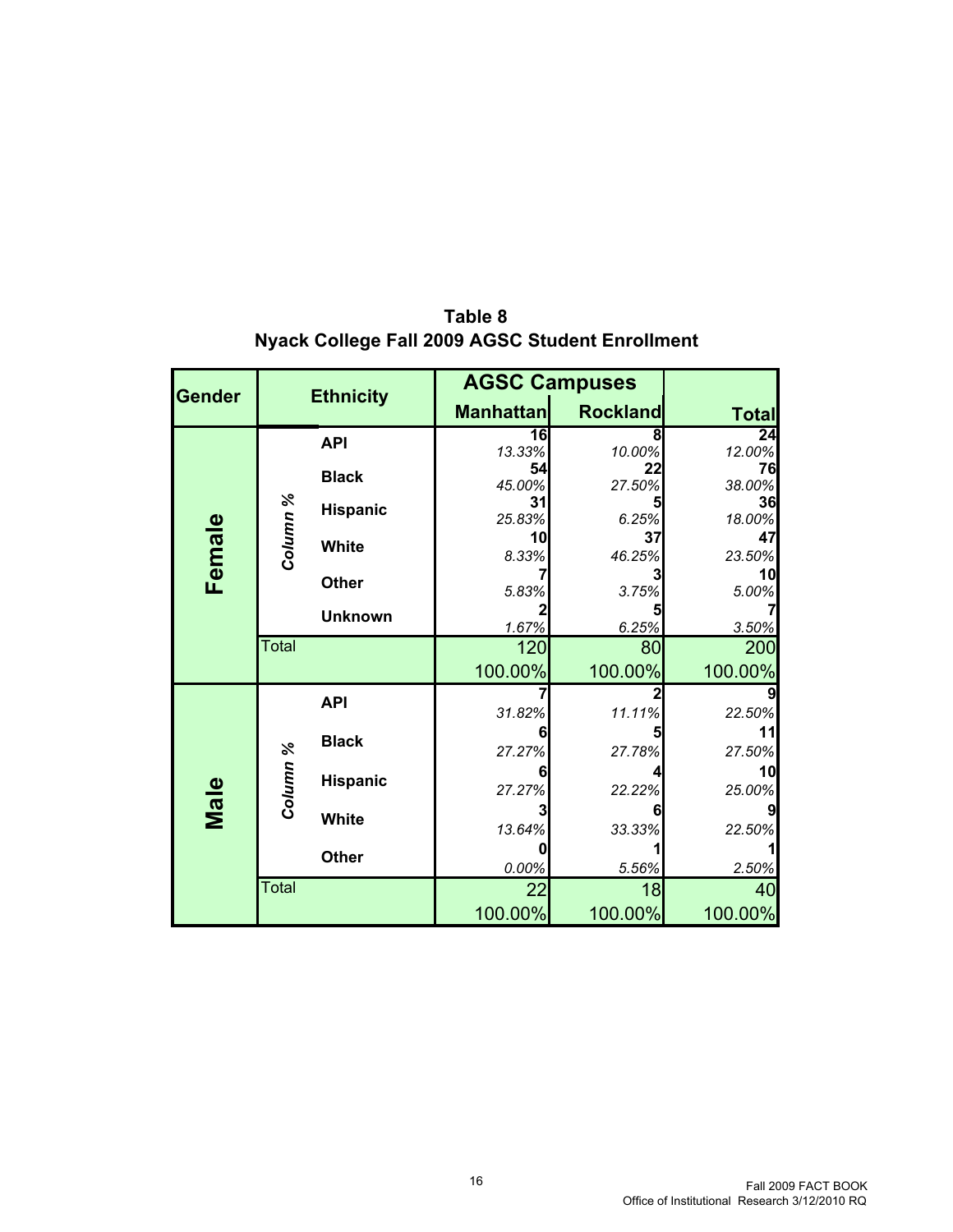# Table 8
## Nyack College Fall 2009 AGSC Student Enrollment

| Gender | | Ethnicity | AGSC Campuses | | |
|---|---|---|---|---|---|
| | | | Manhattan | Rockland | Total |
| Female | Column % | API | 16<br>*13.33%* | 8<br>*10.00%* | 24<br>*12.00%* |
| | | Black | 54<br>*45.00%* | 22<br>*27.50%* | 76<br>*38.00%* |
| | | Hispanic | 31<br>*25.83%* | 5<br>*6.25%* | 36<br>*18.00%* |
| | | White | 10<br>*8.33%* | 37<br>*46.25%* | 47<br>*23.50%* |
| | | Other | 7<br>*5.83%* | 3<br>*3.75%* | 10<br>*5.00%* |
| | | Unknown | 2<br>*1.67%* | 5<br>*6.25%* | 7<br>*3.50%* |
| | Total | | 120<br>100.00% | 80<br>100.00% | 200<br>100.00% |
| Male | Column % | API | 7<br>*31.82%* | 2<br>*11.11%* | 9<br>*22.50%* |
| | | Black | 6<br>*27.27%* | 5<br>*27.78%* | 11<br>*27.50%* |
| | | Hispanic | 6<br>*27.27%* | 4<br>*22.22%* | 10<br>*25.00%* |
| | | White | 3<br>*13.64%* | 6<br>*33.33%* | 9<br>*22.50%* |
| | | Other | 0<br>*0.00%* | 1<br>*5.56%* | 1<br>*2.50%* |
| | Total | | 22<br>100.00% | 18<br>100.00% | 40<br>100.00% |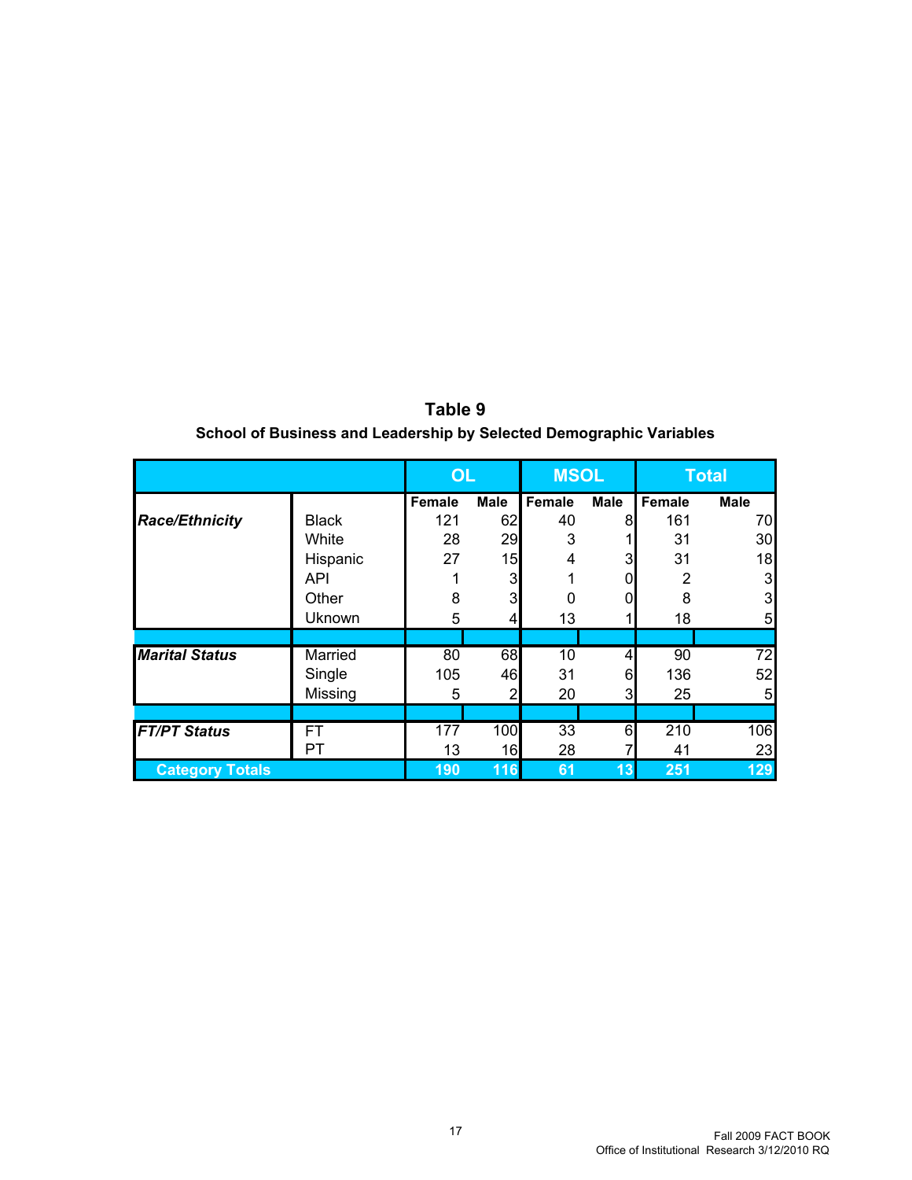# Table 9

## School of Business and Leadership by Selected Demographic Variables

| | | OL | | MSOL | | Total | |
|---|---|---|---|---|---|---|---|
| | | Female | Male | Female | Male | Female | Male |
| ***Race/Ethnicity*** | Black | 121 | 62 | 40 | 8 | 161 | 70 |
| | White | 28 | 29 | 3 | 1 | 31 | 30 |
| | Hispanic | 27 | 15 | 4 | 3 | 31 | 18 |
| | API | 1 | 3 | 1 | 0 | 2 | 3 |
| | Other | 8 | 3 | 0 | 0 | 8 | 3 |
| | Uknown | 5 | 4 | 13 | 1 | 18 | 5 |
| | | | | | | | |
| ***Marital Status*** | Married | 80 | 68 | 10 | 4 | 90 | 72 |
| | Single | 105 | 46 | 31 | 6 | 136 | 52 |
| | Missing | 5 | 2 | 20 | 3 | 25 | 5 |
| | | | | | | | |
| ***FT/PT Status*** | FT | 177 | 100 | 33 | 6 | 210 | 106 |
| | PT | 13 | 16 | 28 | 7 | 41 | 23 |
| **Category Totals** | | **190** | **116** | **61** | **13** | **251** | **129** |

Fall 2009 FACT BOOK
Office of Institutional Research 3/12/2010 RQ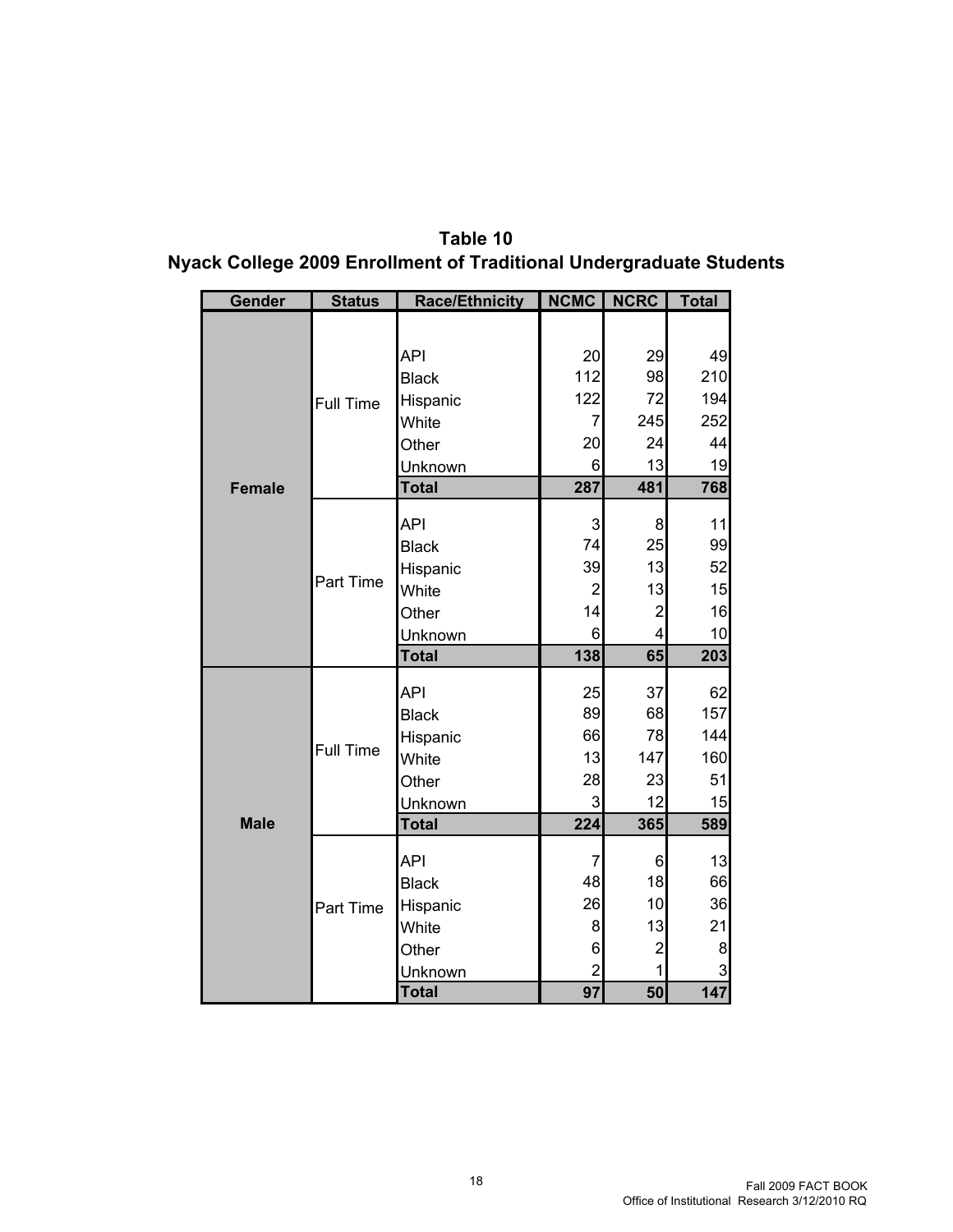**Table 10**

**Nyack College 2009 Enrollment of Traditional Undergraduate Students**

| Gender | Status | Race/Ethnicity | NCMC | NCRC | Total |
|---|---|---|---|---|---|
| Female | Full Time | API | 20 | 29 | 49 |
| | | Black | 112 | 98 | 210 |
| | | Hispanic | 122 | 72 | 194 |
| | | White | 7 | 245 | 252 |
| | | Other | 20 | 24 | 44 |
| | | Unknown | 6 | 13 | 19 |
| | | **Total** | **287** | **481** | **768** |
| | Part Time | API | 3 | 8 | 11 |
| | | Black | 74 | 25 | 99 |
| | | Hispanic | 39 | 13 | 52 |
| | | White | 2 | 13 | 15 |
| | | Other | 14 | 2 | 16 |
| | | Unknown | 6 | 4 | 10 |
| | | **Total** | **138** | **65** | **203** |
| Male | Full Time | API | 25 | 37 | 62 |
| | | Black | 89 | 68 | 157 |
| | | Hispanic | 66 | 78 | 144 |
| | | White | 13 | 147 | 160 |
| | | Other | 28 | 23 | 51 |
| | | Unknown | 3 | 12 | 15 |
| | | **Total** | **224** | **365** | **589** |
| | Part Time | API | 7 | 6 | 13 |
| | | Black | 48 | 18 | 66 |
| | | Hispanic | 26 | 10 | 36 |
| | | White | 8 | 13 | 21 |
| | | Other | 6 | 2 | 8 |
| | | Unknown | 2 | 1 | 3 |
| | | **Total** | **97** | **50** | **147** |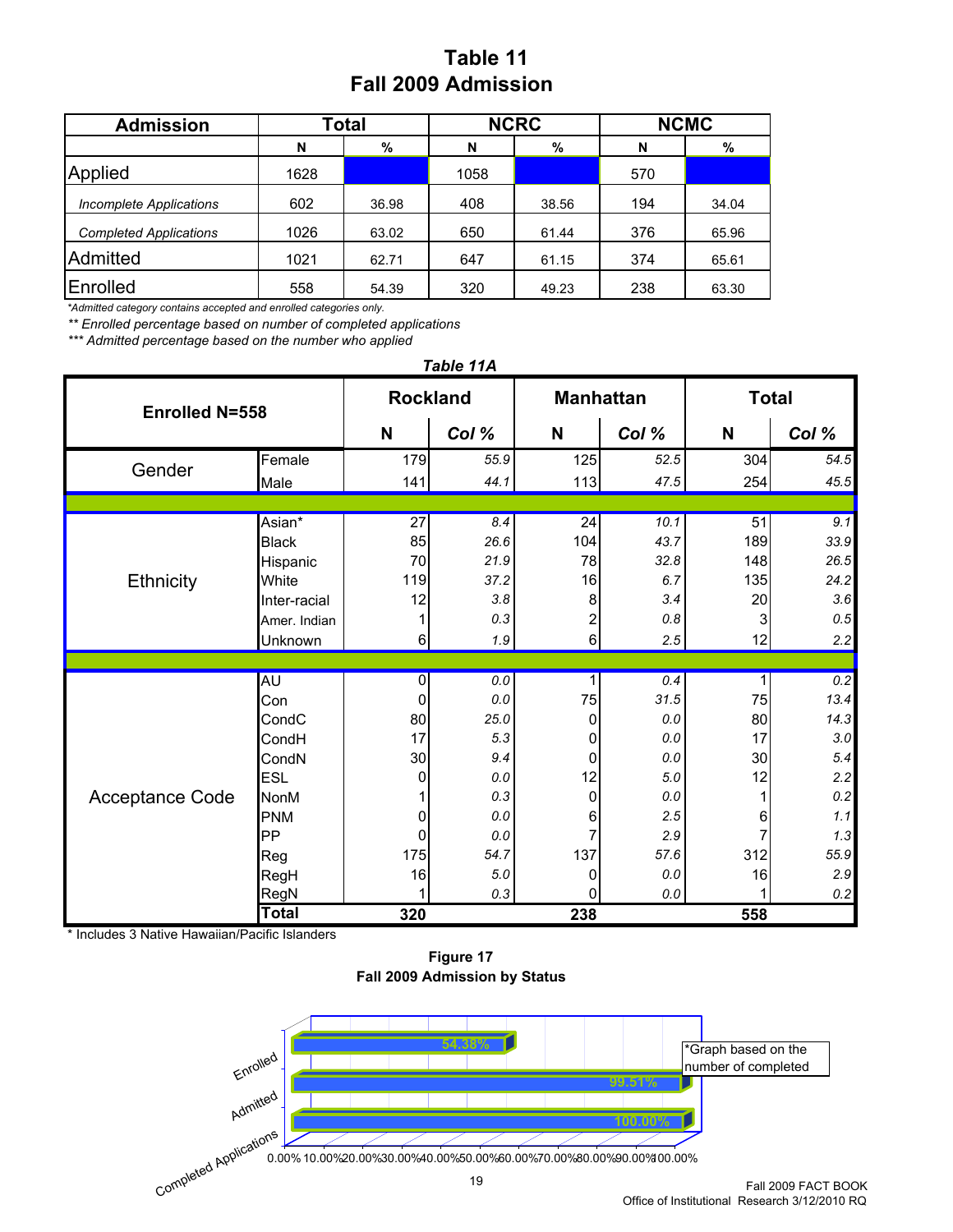# Table 11
## Fall 2009 Admission

| Admission | Total | | NCRC | | NCMC | |
|---|---|---|---|---|---|---|
| | N | % | N | % | N | % |
| Applied | 1628 | | 1058 | | 570 | |
| *Incomplete Applications* | 602 | 36.98 | 408 | 38.56 | 194 | 34.04 |
| *Completed Applications* | 1026 | 63.02 | 650 | 61.44 | 376 | 65.96 |
| Admitted | 1021 | 62.71 | 647 | 61.15 | 374 | 65.61 |
| Enrolled | 558 | 54.39 | 320 | 49.23 | 238 | 63.30 |

*\*Admitted category contains accepted and enrolled categories only.*

*\*\* Enrolled percentage based on number of completed applications*

*\*\*\* Admitted percentage based on the number who applied*

### *Table 11A*

| Enrolled N=558 | | Rockland | | Manhattan | | Total | |
|---|---|---|---|---|---|---|---|
| | | N | *Col %* | N | *Col %* | N | *Col %* |
| Gender | Female | 179 | *55.9* | 125 | *52.5* | 304 | *54.5* |
| | Male | 141 | *44.1* | 113 | *47.5* | 254 | *45.5* |
| Ethnicity | Asian* | 27 | *8.4* | 24 | *10.1* | 51 | *9.1* |
| | Black | 85 | *26.6* | 104 | *43.7* | 189 | *33.9* |
| | Hispanic | 70 | *21.9* | 78 | *32.8* | 148 | *26.5* |
| | White | 119 | *37.2* | 16 | *6.7* | 135 | *24.2* |
| | Inter-racial | 12 | *3.8* | 8 | *3.4* | 20 | *3.6* |
| | Amer. Indian | 1 | *0.3* | 2 | *0.8* | 3 | *0.5* |
| | Unknown | 6 | *1.9* | 6 | *2.5* | 12 | *2.2* |
| Acceptance Code | AU | 0 | *0.0* | 1 | *0.4* | 1 | *0.2* |
| | Con | 0 | *0.0* | 75 | *31.5* | 75 | *13.4* |
| | CondC | 80 | *25.0* | 0 | *0.0* | 80 | *14.3* |
| | CondH | 17 | *5.3* | 0 | *0.0* | 17 | *3.0* |
| | CondN | 30 | *9.4* | 0 | *0.0* | 30 | *5.4* |
| | ESL | 0 | *0.0* | 12 | *5.0* | 12 | *2.2* |
| | NonM | 1 | *0.3* | 0 | *0.0* | 1 | *0.2* |
| | PNM | 0 | *0.0* | 6 | *2.5* | 6 | *1.1* |
| | PP | 0 | *0.0* | 7 | *2.9* | 7 | *1.3* |
| | Reg | 175 | *54.7* | 137 | *57.6* | 312 | *55.9* |
| | RegH | 16 | *5.0* | 0 | *0.0* | 16 | *2.9* |
| | RegN | 1 | *0.3* | 0 | *0.0* | 1 | *0.2* |
| | **Total** | **320** | | **238** | | **558** | |

\* Includes 3 Native Hawaiian/Pacific Islanders

**Figure 17**
**Fall 2009 Admission by Status**

| Status | % |
|---|---|
| Enrolled | 54.38% |
| Admitted | 99.51% |
| Completed Applications | 100.00% |

*Graph based on the number of completed

Fall 2009 FACT BOOK
Office of Institutional Research 3/12/2010 RQ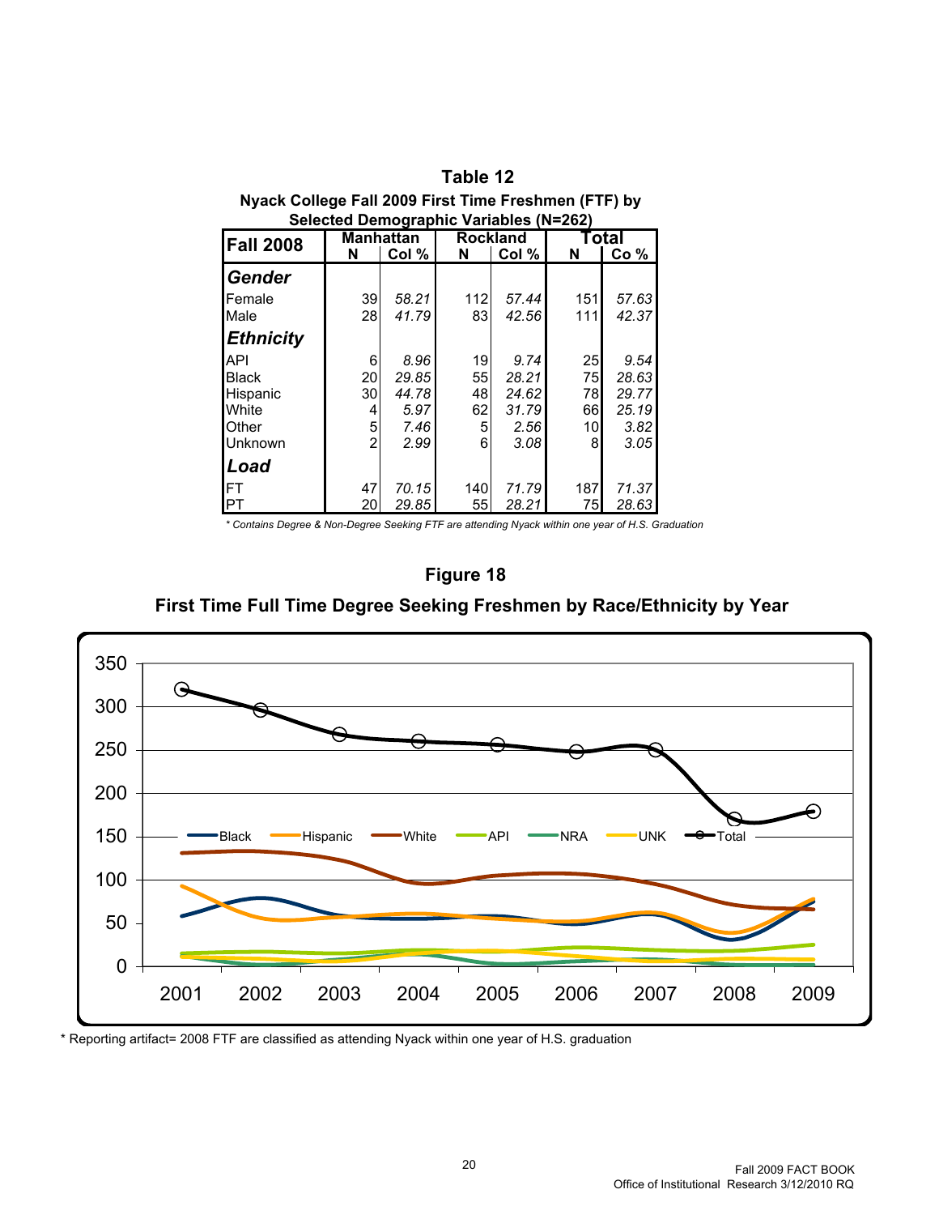## Table 12

### Nyack College Fall 2009 First Time Freshmen (FTF) by Selected Demographic Variables (N=262)

| Fall 2008 | Manhattan | | Rockland | | Total | |
|---|---|---|---|---|---|---|
| | N | Col % | N | Col % | N | Co % |
| ***Gender*** | | | | | | |
| Female | 39 | *58.21* | 112 | *57.44* | 151 | *57.63* |
| Male | 28 | *41.79* | 83 | *42.56* | 111 | *42.37* |
| ***Ethnicity*** | | | | | | |
| API | 6 | *8.96* | 19 | *9.74* | 25 | *9.54* |
| Black | 20 | *29.85* | 55 | *28.21* | 75 | *28.63* |
| Hispanic | 30 | *44.78* | 48 | *24.62* | 78 | *29.77* |
| White | 4 | *5.97* | 62 | *31.79* | 66 | *25.19* |
| Other | 5 | *7.46* | 5 | *2.56* | 10 | *3.82* |
| Unknown | 2 | *2.99* | 6 | *3.08* | 8 | *3.05* |
| ***Load*** | | | | | | |
| FT | 47 | *70.15* | 140 | *71.79* | 187 | *71.37* |
| PT | 20 | *29.85* | 55 | *28.21* | 75 | *28.63* |

*\* Contains Degree & Non-Degree Seeking FTF are attending Nyack within one year of H.S. Graduation*

## Figure 18

### First Time Full Time Degree Seeking Freshmen by Race/Ethnicity by Year

\* Reporting artifact= 2008 FTF are classified as attending Nyack within one year of H.S. graduation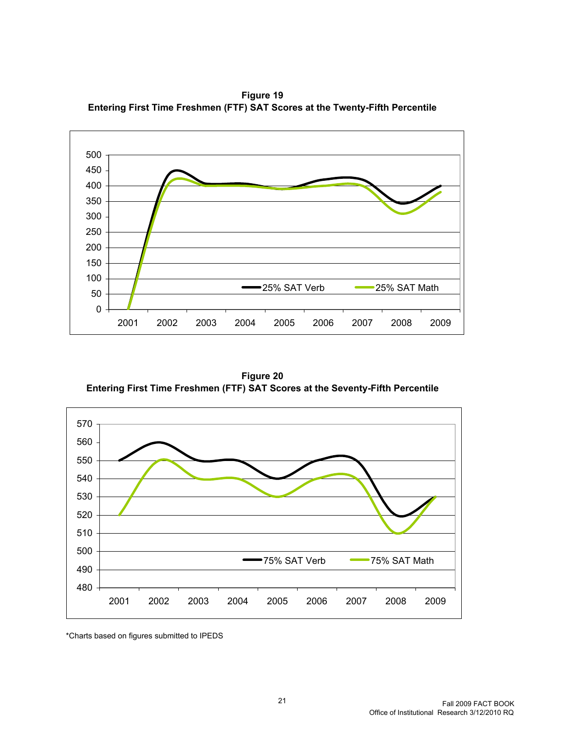**Figure 19**
**Entering First Time Freshmen (FTF) SAT Scores at the Twenty-Fifth Percentile**

**Figure 20**
**Entering First Time Freshmen (FTF) SAT Scores at the Seventy-Fifth Percentile**

*Charts based on figures submitted to IPEDS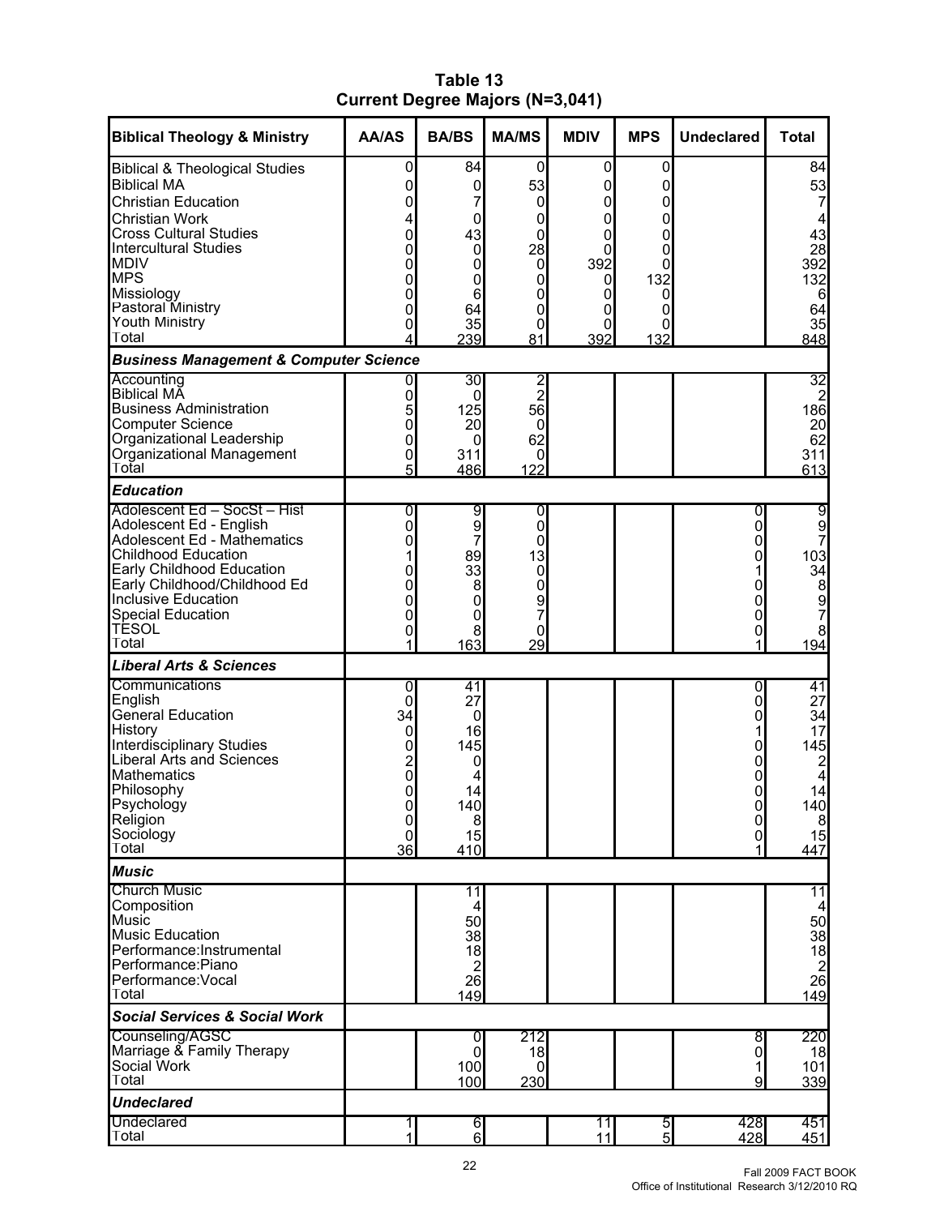# Table 13
## Current Degree Majors (N=3,041)

| Biblical Theology & Ministry | AA/AS | BA/BS | MA/MS | MDIV | MPS | Undeclared | Total |
|---|---|---|---|---|---|---|---|
| Biblical & Theological Studies | 0 | 84 | 0 | 0 | 0 | | 84 |
| Biblical MA | 0 | 0 | 53 | 0 | 0 | | 53 |
| Christian Education | 0 | 7 | 0 | 0 | 0 | | 7 |
| Christian Work | 4 | 0 | 0 | 0 | 0 | | 4 |
| Cross Cultural Studies | 0 | 43 | 0 | 0 | 0 | | 43 |
| Intercultural Studies | 0 | 0 | 28 | 0 | 0 | | 28 |
| MDIV | 0 | 0 | 0 | 392 | 0 | | 392 |
| MPS | 0 | 0 | 0 | 0 | 132 | | 132 |
| Missiology | 0 | 6 | 0 | 0 | 0 | | 6 |
| Pastoral Ministry | 0 | 64 | 0 | 0 | 0 | | 64 |
| Youth Ministry | 0 | 35 | 0 | 0 | 0 | | 35 |
| Total | 4 | 239 | 81 | 392 | 132 | | 848 |
| ***Business Management & Computer Science*** | | | | | | | |
| Accounting | 0 | 30 | 2 | | | | 32 |
| Biblical MA | 0 | 0 | 2 | | | | 2 |
| Business Administration | 5 | 125 | 56 | | | | 186 |
| Computer Science | 0 | 20 | 0 | | | | 20 |
| Organizational Leadership | 0 | 0 | 62 | | | | 62 |
| Organizational Management | 0 | 311 | 0 | | | | 311 |
| Total | 5 | 486 | 122 | | | | 613 |
| ***Education*** | | | | | | | |
| Adolescent Ed – SocSt – Hist | 0 | 9 | 0 | | | 0 | 9 |
| Adolescent Ed - English | 0 | 9 | 0 | | | 0 | 9 |
| Adolescent Ed - Mathematics | 0 | 7 | 0 | | | 0 | 7 |
| Childhood Education | 1 | 89 | 13 | | | 0 | 103 |
| Early Childhood Education | 0 | 33 | 0 | | | 1 | 34 |
| Early Childhood/Childhood Ed | 0 | 8 | 0 | | | 0 | 8 |
| Inclusive Education | 0 | 0 | 9 | | | 0 | 9 |
| Special Education | 0 | 0 | 7 | | | 0 | 7 |
| TESOL | 0 | 8 | 0 | | | 0 | 8 |
| Total | 1 | 163 | 29 | | | 1 | 194 |
| ***Liberal Arts & Sciences*** | | | | | | | |
| Communications | 0 | 41 | | | | 0 | 41 |
| English | 0 | 27 | | | | 0 | 27 |
| General Education | 34 | 0 | | | | 0 | 34 |
| History | 0 | 16 | | | | 1 | 17 |
| Interdisciplinary Studies | 0 | 145 | | | | 0 | 145 |
| Liberal Arts and Sciences | 2 | 0 | | | | 0 | 2 |
| Mathematics | 0 | 4 | | | | 0 | 4 |
| Philosophy | 0 | 14 | | | | 0 | 14 |
| Psychology | 0 | 140 | | | | 0 | 140 |
| Religion | 0 | 8 | | | | 0 | 8 |
| Sociology | 0 | 15 | | | | 0 | 15 |
| Total | 36 | 410 | | | | 1 | 447 |
| ***Music*** | | | | | | | |
| Church Music | | 11 | | | | | 11 |
| Composition | | 4 | | | | | 4 |
| Music | | 50 | | | | | 50 |
| Music Education | | 38 | | | | | 38 |
| Performance:Instrumental | | 18 | | | | | 18 |
| Performance:Piano | | 2 | | | | | 2 |
| Performance:Vocal | | 26 | | | | | 26 |
| Total | | 149 | | | | | 149 |
| ***Social Services & Social Work*** | | | | | | | |
| Counseling/AGSC | | 0 | 212 | | | 8 | 220 |
| Marriage & Family Therapy | | 0 | 18 | | | 0 | 18 |
| Social Work | | 100 | 0 | | | 1 | 101 |
| Total | | 100 | 230 | | | 9 | 339 |
| ***Undeclared*** | | | | | | | |
| Undeclared | 1 | 6 | | 11 | 5 | 428 | 451 |
| Total | 1 | 6 | | 11 | 5 | 428 | 451 |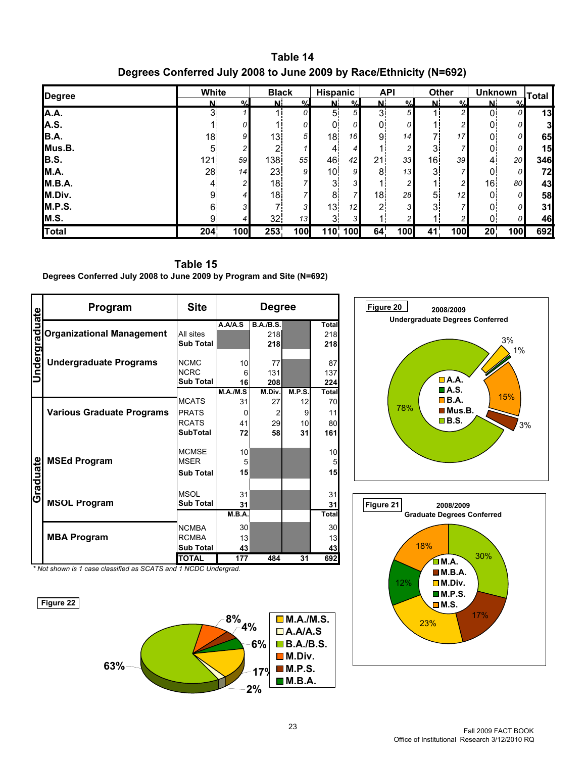# Table 14

## Degrees Conferred July 2008 to June 2009 by Race/Ethnicity (N=692)

| Degree | White | | Black | | Hispanic | | API | | Other | | Unknown | | Total |
|---|---|---|---|---|---|---|---|---|---|---|---|---|---|
| | N | % | N | % | N | % | N | % | N | % | N | % | |
| A.A. | 3 | 1 | 1 | 0 | 5 | 5 | 3 | 5 | 1 | 2 | 0 | 0 | 13 |
| A.S. | 1 | 0 | 1 | 0 | 0 | 0 | 0 | 0 | 1 | 2 | 0 | 0 | 3 |
| B.A. | 18 | 9 | 13 | 5 | 18 | 16 | 9 | 14 | 7 | 17 | 0 | 0 | 65 |
| Mus.B. | 5 | 2 | 2 | 1 | 4 | 4 | 1 | 2 | 3 | 7 | 0 | 0 | 15 |
| B.S. | 121 | 59 | 138 | 55 | 46 | 42 | 21 | 33 | 16 | 39 | 4 | 20 | 346 |
| M.A. | 28 | 14 | 23 | 9 | 10 | 9 | 8 | 13 | 3 | 7 | 0 | 0 | 72 |
| M.B.A. | 4 | 2 | 18 | 7 | 3 | 3 | 1 | 2 | 1 | 2 | 16 | 80 | 43 |
| M.Div. | 9 | 4 | 18 | 7 | 8 | 7 | 18 | 28 | 5 | 12 | 0 | 0 | 58 |
| M.P.S. | 6 | 3 | 7 | 3 | 13 | 12 | 2 | 3 | 3 | 7 | 0 | 0 | 31 |
| M.S. | 9 | 4 | 32 | 13 | 3 | 3 | 1 | 2 | 1 | 2 | 0 | 0 | 46 |
| **Total** | **204** | **100** | **253** | **100** | **110** | **100** | **64** | **100** | **41** | **100** | **20** | **100** | **692** |

# Table 15

## Degrees Conferred July 2008 to June 2009 by Program and Site (N=692)

| | Program | Site | Degree | | | |
|---|---|---|---|---|---|---|
| Undergraduate | | | A.A/A.S | B.A./B.S. | | Total |
| | Organizational Management | All sites | | 218 | | 218 |
| | | Sub Total | | 218 | | 218 |
| | Undergraduate Programs | NCMC | 10 | 77 | | 87 |
| | | NCRC | 6 | 131 | | 137 |
| | | Sub Total | 16 | 208 | | 224 |
| Graduate | | | M.A./M.S | M.Div. | M.P.S. | Total |
| | Various Graduate Programs | MCATS | 31 | 27 | 12 | 70 |
| | | PRATS | 0 | 2 | 9 | 11 |
| | | RCATS | 41 | 29 | 10 | 80 |
| | | SubTotal | 72 | 58 | 31 | 161 |
| | MSEd Program | MCMSE | 10 | | | 10 |
| | | MSER | 5 | | | 5 |
| | | Sub Total | 15 | | | 15 |
| | MSOL Program | MSOL | 31 | | | 31 |
| | | Sub Total | 31 | | | 31 |
| | | | M.B.A. | | | Total |
| | MBA Program | NCMBA | 30 | | | 30 |
| | | RCMBA | 13 | | | 13 |
| | | Sub Total | 43 | | | 43 |
| | | **TOTAL** | **177** | **484** | **31** | **692** |

*\* Not shown is 1 case classified as SCATS and 1 NCDC Undergrad.*

**Figure 20** — 2008/2009 Undergraduate Degrees Conferred

A.A. 3%; A.S. 1%; B.A. 15%; Mus.B. 3%; B.S. 78%

**Figure 21** — 2008/2009 Graduate Degrees Conferred

M.A. 30%; M.B.A. 17%; M.Div. 23%; M.P.S. 12%; M.S. 18%

**Figure 22**

M.A./M.S. 17%; A.A/A.S 2%; B.A./B.S. 63%; M.Div. 8%; M.P.S. 4%; M.B.A. 6%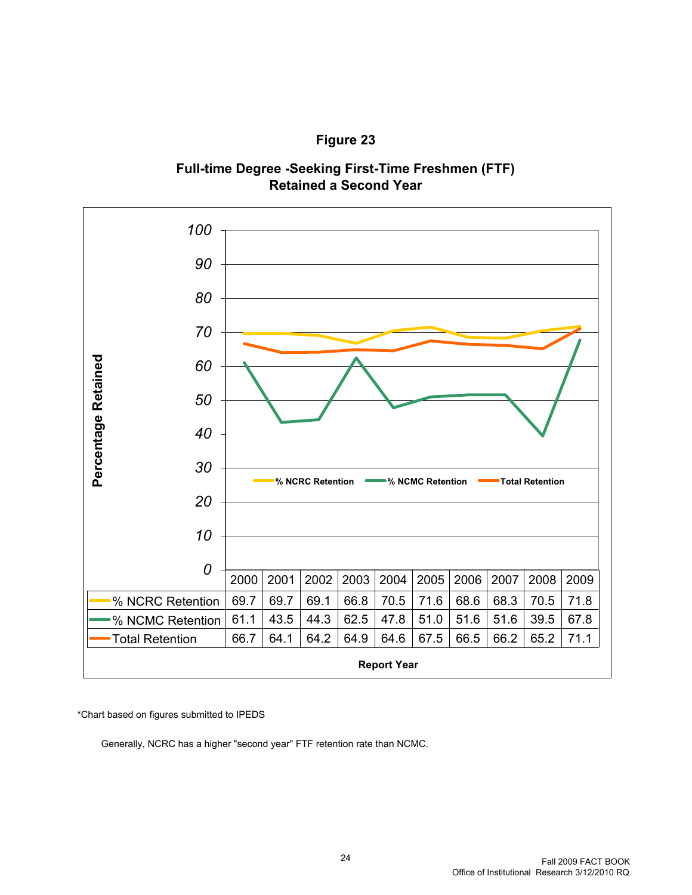## Figure 23

### Full-time Degree -Seeking First-Time Freshmen (FTF) Retained a Second Year

| | 2000 | 2001 | 2002 | 2003 | 2004 | 2005 | 2006 | 2007 | 2008 | 2009 |
|---|---|---|---|---|---|---|---|---|---|---|
| % NCRC Retention | 69.7 | 69.7 | 69.1 | 66.8 | 70.5 | 71.6 | 68.6 | 68.3 | 70.5 | 71.8 |
| % NCMC Retention | 61.1 | 43.5 | 44.3 | 62.5 | 47.8 | 51.0 | 51.6 | 51.6 | 39.5 | 67.8 |
| Total Retention | 66.7 | 64.1 | 64.2 | 64.9 | 64.6 | 67.5 | 66.5 | 66.2 | 65.2 | 71.1 |

Report Year

*Chart based on figures submitted to IPEDS

Generally, NCRC has a higher "second year" FTF retention rate than NCMC.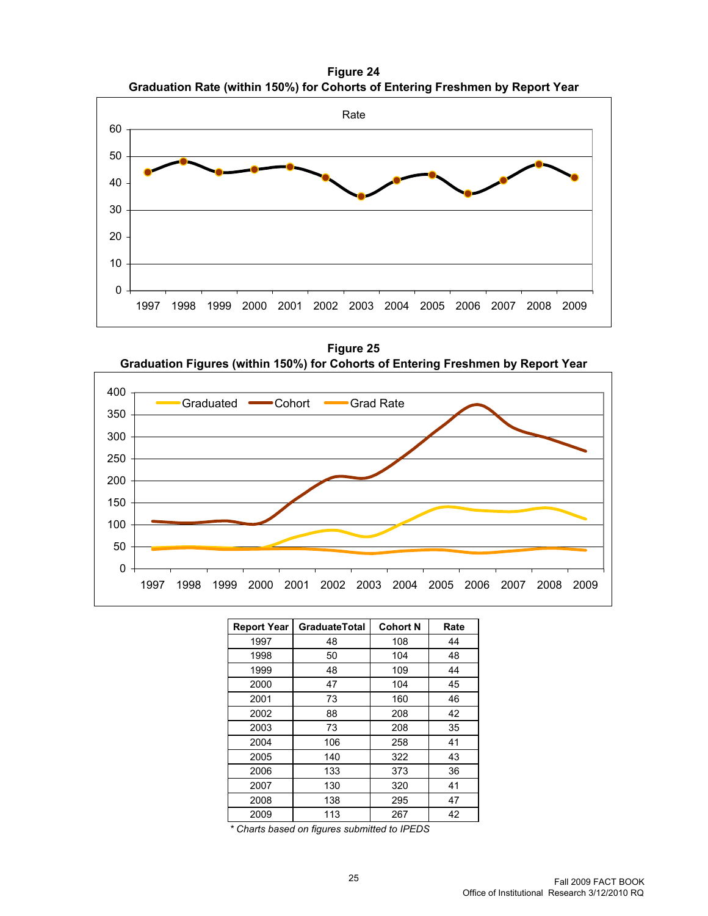**Figure 24**
**Graduation Rate (within 150%) for Cohorts of Entering Freshmen by Report Year**

**Figure 25**
**Graduation Figures (within 150%) for Cohorts of Entering Freshmen by Report Year**

| Report Year | GraduateTotal | Cohort N | Rate |
|---|---|---|---|
| 1997 | 48 | 108 | 44 |
| 1998 | 50 | 104 | 48 |
| 1999 | 48 | 109 | 44 |
| 2000 | 47 | 104 | 45 |
| 2001 | 73 | 160 | 46 |
| 2002 | 88 | 208 | 42 |
| 2003 | 73 | 208 | 35 |
| 2004 | 106 | 258 | 41 |
| 2005 | 140 | 322 | 43 |
| 2006 | 133 | 373 | 36 |
| 2007 | 130 | 320 | 41 |
| 2008 | 138 | 295 | 47 |
| 2009 | 113 | 267 | 42 |

*\* Charts based on figures submitted to IPEDS*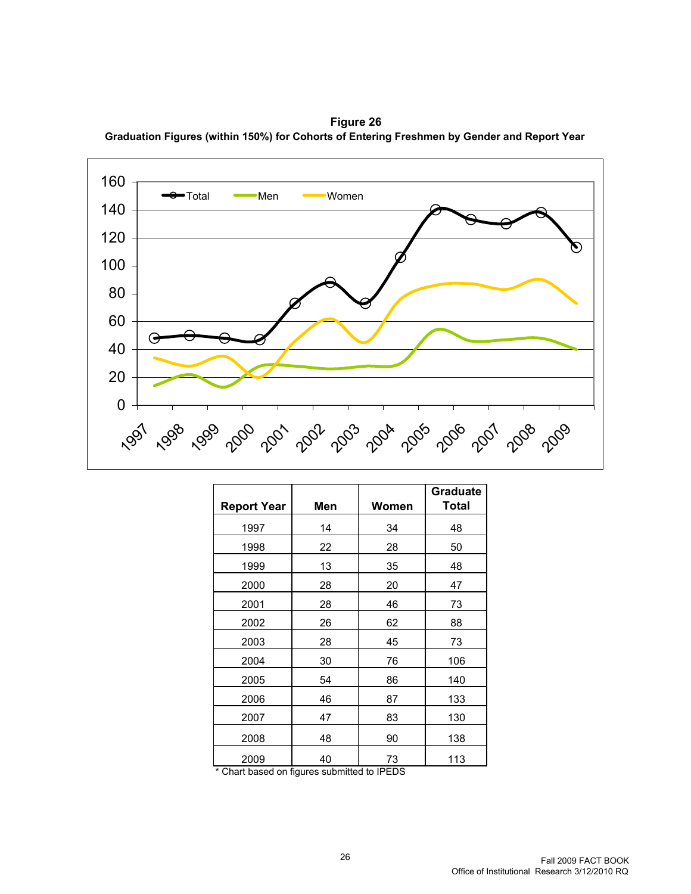**Figure 26**

**Graduation Figures (within 150%) for Cohorts of Entering Freshmen by Gender and Report Year**

| Report Year | Men | Women | Graduate Total |
|---|---|---|---|
| 1997 | 14 | 34 | 48 |
| 1998 | 22 | 28 | 50 |
| 1999 | 13 | 35 | 48 |
| 2000 | 28 | 20 | 47 |
| 2001 | 28 | 46 | 73 |
| 2002 | 26 | 62 | 88 |
| 2003 | 28 | 45 | 73 |
| 2004 | 30 | 76 | 106 |
| 2005 | 54 | 86 | 140 |
| 2006 | 46 | 87 | 133 |
| 2007 | 47 | 83 | 130 |
| 2008 | 48 | 90 | 138 |
| 2009 | 40 | 73 | 113 |

* Chart based on figures submitted to IPEDS

Fall 2009 FACT BOOK
Office of Institutional Research 3/12/2010 RQ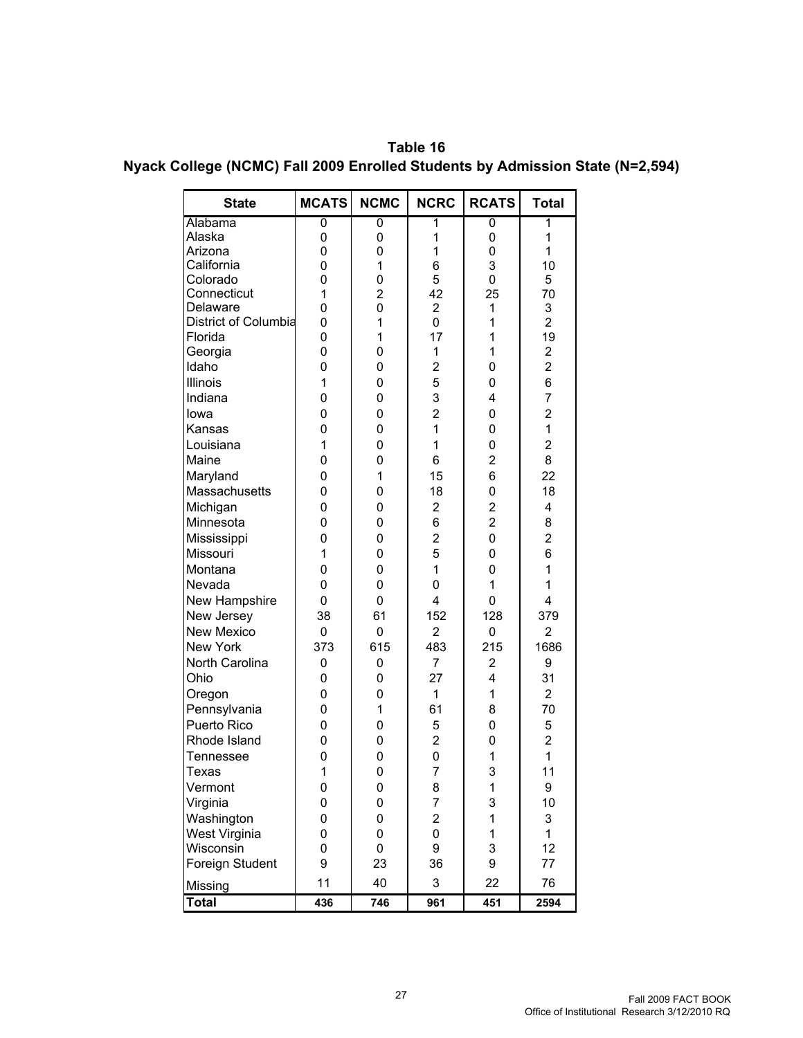# Table 16
## Nyack College (NCMC) Fall 2009 Enrolled Students by Admission State (N=2,594)

| State | MCATS | NCMC | NCRC | RCATS | Total |
|---|---|---|---|---|---|
| Alabama | 0 | 0 | 1 | 0 | 1 |
| Alaska | 0 | 0 | 1 | 0 | 1 |
| Arizona | 0 | 0 | 1 | 0 | 1 |
| California | 0 | 1 | 6 | 3 | 10 |
| Colorado | 0 | 0 | 5 | 0 | 5 |
| Connecticut | 1 | 2 | 42 | 25 | 70 |
| Delaware | 0 | 0 | 2 | 1 | 3 |
| District of Columbia | 0 | 1 | 0 | 1 | 2 |
| Florida | 0 | 1 | 17 | 1 | 19 |
| Georgia | 0 | 0 | 1 | 1 | 2 |
| Idaho | 0 | 0 | 2 | 0 | 2 |
| Illinois | 1 | 0 | 5 | 0 | 6 |
| Indiana | 0 | 0 | 3 | 4 | 7 |
| Iowa | 0 | 0 | 2 | 0 | 2 |
| Kansas | 0 | 0 | 1 | 0 | 1 |
| Louisiana | 1 | 0 | 1 | 0 | 2 |
| Maine | 0 | 0 | 6 | 2 | 8 |
| Maryland | 0 | 1 | 15 | 6 | 22 |
| Massachusetts | 0 | 0 | 18 | 0 | 18 |
| Michigan | 0 | 0 | 2 | 2 | 4 |
| Minnesota | 0 | 0 | 6 | 2 | 8 |
| Mississippi | 0 | 0 | 2 | 0 | 2 |
| Missouri | 1 | 0 | 5 | 0 | 6 |
| Montana | 0 | 0 | 1 | 0 | 1 |
| Nevada | 0 | 0 | 0 | 1 | 1 |
| New Hampshire | 0 | 0 | 4 | 0 | 4 |
| New Jersey | 38 | 61 | 152 | 128 | 379 |
| New Mexico | 0 | 0 | 2 | 0 | 2 |
| New York | 373 | 615 | 483 | 215 | 1686 |
| North Carolina | 0 | 0 | 7 | 2 | 9 |
| Ohio | 0 | 0 | 27 | 4 | 31 |
| Oregon | 0 | 0 | 1 | 1 | 2 |
| Pennsylvania | 0 | 1 | 61 | 8 | 70 |
| Puerto Rico | 0 | 0 | 5 | 0 | 5 |
| Rhode Island | 0 | 0 | 2 | 0 | 2 |
| Tennessee | 0 | 0 | 0 | 1 | 1 |
| Texas | 1 | 0 | 7 | 3 | 11 |
| Vermont | 0 | 0 | 8 | 1 | 9 |
| Virginia | 0 | 0 | 7 | 3 | 10 |
| Washington | 0 | 0 | 2 | 1 | 3 |
| West Virginia | 0 | 0 | 0 | 1 | 1 |
| Wisconsin | 0 | 0 | 9 | 3 | 12 |
| Foreign Student | 9 | 23 | 36 | 9 | 77 |
| Missing | 11 | 40 | 3 | 22 | 76 |
| **Total** | **436** | **746** | **961** | **451** | **2594** |

Fall 2009 FACT BOOK
Office of Institutional Research 3/12/2010 RQ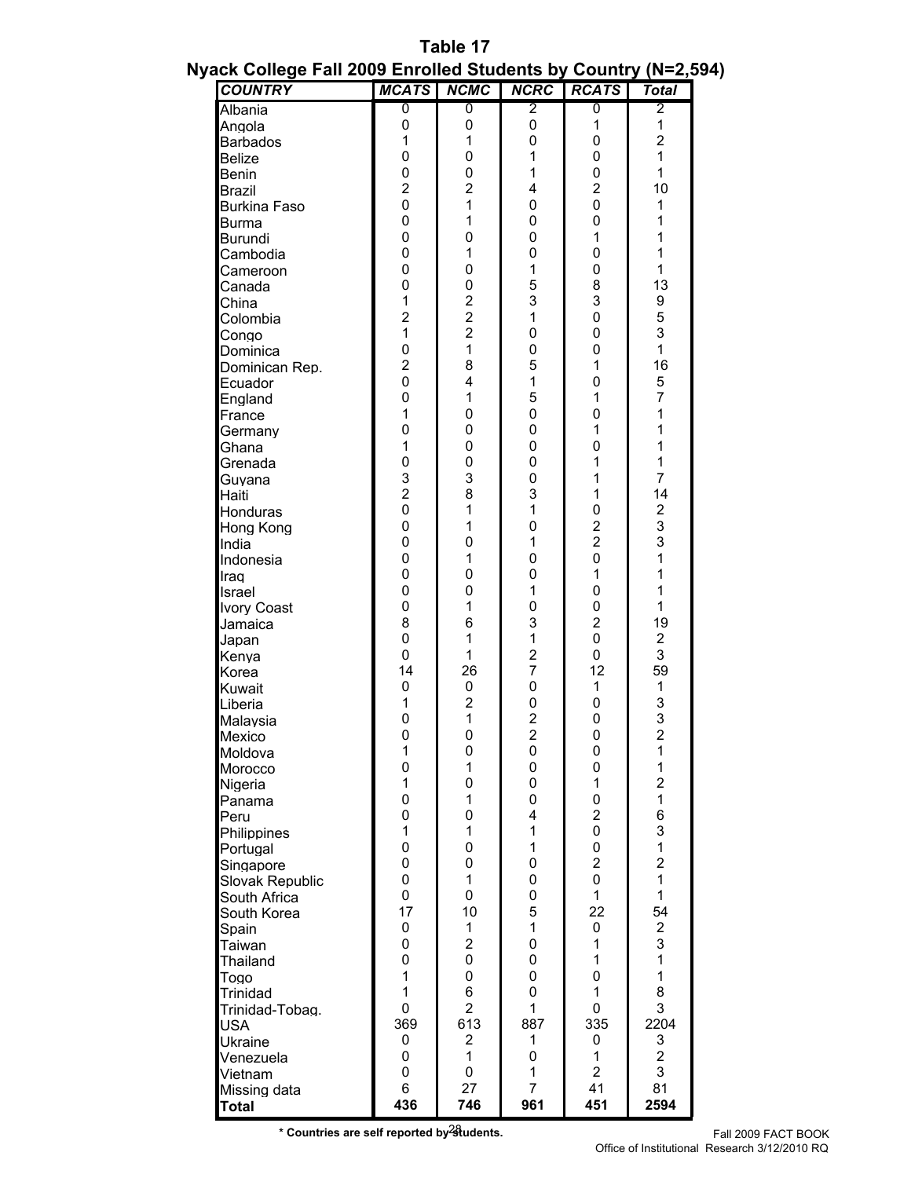# Table 17

## Nyack College Fall 2009 Enrolled Students by Country (N=2,594)

| COUNTRY | MCATS | NCMC | NCRC | RCATS | Total |
|---|---|---|---|---|---|
| Albania | 0 | 0 | 2 | 0 | 2 |
| Angola | 0 | 0 | 0 | 1 | 1 |
| Barbados | 1 | 1 | 0 | 0 | 2 |
| Belize | 0 | 0 | 1 | 0 | 1 |
| Benin | 0 | 0 | 1 | 0 | 1 |
| Brazil | 2 | 2 | 4 | 2 | 10 |
| Burkina Faso | 0 | 1 | 0 | 0 | 1 |
| Burma | 0 | 1 | 0 | 0 | 1 |
| Burundi | 0 | 0 | 0 | 1 | 1 |
| Cambodia | 0 | 1 | 0 | 0 | 1 |
| Cameroon | 0 | 0 | 1 | 0 | 1 |
| Canada | 0 | 0 | 5 | 8 | 13 |
| China | 1 | 2 | 3 | 3 | 9 |
| Colombia | 2 | 2 | 1 | 0 | 5 |
| Congo | 1 | 2 | 0 | 0 | 3 |
| Dominica | 0 | 1 | 0 | 0 | 1 |
| Dominican Rep. | 2 | 8 | 5 | 1 | 16 |
| Ecuador | 0 | 4 | 1 | 0 | 5 |
| England | 0 | 1 | 5 | 1 | 7 |
| France | 1 | 0 | 0 | 0 | 1 |
| Germany | 0 | 0 | 0 | 1 | 1 |
| Ghana | 1 | 0 | 0 | 0 | 1 |
| Grenada | 0 | 0 | 0 | 1 | 1 |
| Guyana | 3 | 3 | 0 | 1 | 7 |
| Haiti | 2 | 8 | 3 | 1 | 14 |
| Honduras | 0 | 1 | 1 | 0 | 2 |
| Hong Kong | 0 | 1 | 0 | 2 | 3 |
| India | 0 | 0 | 1 | 2 | 3 |
| Indonesia | 0 | 1 | 0 | 0 | 1 |
| Iraq | 0 | 0 | 0 | 1 | 1 |
| Israel | 0 | 0 | 1 | 0 | 1 |
| Ivory Coast | 0 | 1 | 0 | 0 | 1 |
| Jamaica | 8 | 6 | 3 | 2 | 19 |
| Japan | 0 | 1 | 1 | 0 | 2 |
| Kenya | 0 | 1 | 2 | 0 | 3 |
| Korea | 14 | 26 | 7 | 12 | 59 |
| Kuwait | 0 | 0 | 0 | 1 | 1 |
| Liberia | 1 | 2 | 0 | 0 | 3 |
| Malaysia | 0 | 1 | 2 | 0 | 3 |
| Mexico | 0 | 0 | 2 | 0 | 2 |
| Moldova | 1 | 0 | 0 | 0 | 1 |
| Morocco | 0 | 1 | 0 | 0 | 1 |
| Nigeria | 1 | 0 | 0 | 1 | 2 |
| Panama | 0 | 1 | 0 | 0 | 1 |
| Peru | 0 | 0 | 4 | 2 | 6 |
| Philippines | 1 | 1 | 1 | 0 | 3 |
| Portugal | 0 | 0 | 1 | 0 | 1 |
| Singapore | 0 | 0 | 0 | 2 | 2 |
| Slovak Republic | 0 | 1 | 0 | 0 | 1 |
| South Africa | 0 | 0 | 0 | 1 | 1 |
| South Korea | 17 | 10 | 5 | 22 | 54 |
| Spain | 0 | 1 | 1 | 0 | 2 |
| Taiwan | 0 | 2 | 0 | 1 | 3 |
| Thailand | 0 | 0 | 0 | 1 | 1 |
| Togo | 1 | 0 | 0 | 0 | 1 |
| Trinidad | 1 | 6 | 0 | 1 | 8 |
| Trinidad-Tobag. | 0 | 2 | 1 | 0 | 3 |
| USA | 369 | 613 | 887 | 335 | 2204 |
| Ukraine | 0 | 2 | 1 | 0 | 3 |
| Venezuela | 0 | 1 | 0 | 1 | 2 |
| Vietnam | 0 | 0 | 1 | 2 | 3 |
| Missing data | 6 | 27 | 7 | 41 | 81 |
| **Total** | **436** | **746** | **961** | **451** | **2594** |

**\* Countries are self reported by students.**

Fall 2009 FACT BOOK
Office of Institutional Research 3/12/2010 RQ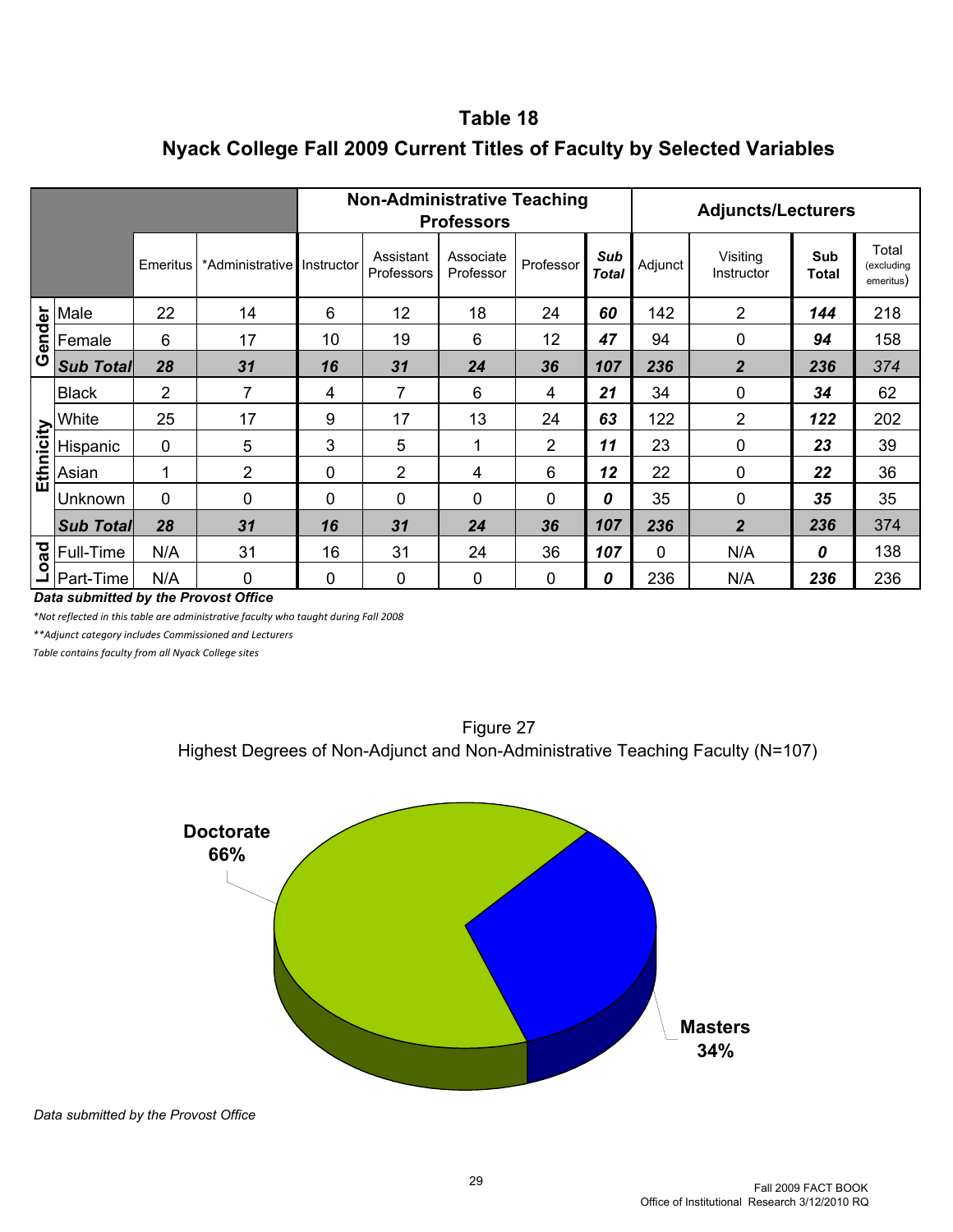## Table 18

## Nyack College Fall 2009 Current Titles of Faculty by Selected Variables

| | | | | Non-Administrative Teaching Professors | | | | | Adjuncts/Lecturers | | | |
|---|---|---|---|---|---|---|---|---|---|---|---|---|
| | | Emeritus | *Administrative | Instructor | Assistant Professors | Associate Professor | Professor | ***Sub Total*** | Adjunct | Visiting Instructor | **Sub Total** | Total (excluding emeritus) |
| Gender | Male | 22 | 14 | 6 | 12 | 18 | 24 | ***60*** | 142 | 2 | ***144*** | 218 |
| | Female | 6 | 17 | 10 | 19 | 6 | 12 | ***47*** | 94 | 0 | ***94*** | 158 |
| | ***Sub Total*** | ***28*** | ***31*** | ***16*** | ***31*** | ***24*** | ***36*** | ***107*** | ***236*** | ***2*** | ***236*** | *374* |
| Ethnicity | Black | 2 | 7 | 4 | 7 | 6 | 4 | ***21*** | 34 | 0 | ***34*** | 62 |
| | White | 25 | 17 | 9 | 17 | 13 | 24 | ***63*** | 122 | 2 | ***122*** | 202 |
| | Hispanic | 0 | 5 | 3 | 5 | 1 | 2 | ***11*** | 23 | 0 | ***23*** | 39 |
| | Asian | 1 | 2 | 0 | 2 | 4 | 6 | ***12*** | 22 | 0 | ***22*** | 36 |
| | Unknown | 0 | 0 | 0 | 0 | 0 | 0 | ***0*** | 35 | 0 | ***35*** | 35 |
| | ***Sub Total*** | ***28*** | ***31*** | ***16*** | ***31*** | ***24*** | ***36*** | ***107*** | ***236*** | ***2*** | ***236*** | 374 |
| Load | Full-Time | N/A | 31 | 16 | 31 | 24 | 36 | ***107*** | 0 | N/A | ***0*** | 138 |
| | Part-Time | N/A | 0 | 0 | 0 | 0 | 0 | ***0*** | 236 | N/A | ***236*** | 236 |

***Data submitted by the Provost Office***

*\*Not reflected in this table are administrative faculty who taught during Fall 2008*

*\*\*Adjunct category includes Commissioned and Lecturers*

*Table contains faculty from all Nyack College sites*

Figure 27
Highest Degrees of Non-Adjunct and Non-Administrative Teaching Faculty (N=107)

**Doctorate 66%**

**Masters 34%**

*Data submitted by the Provost Office*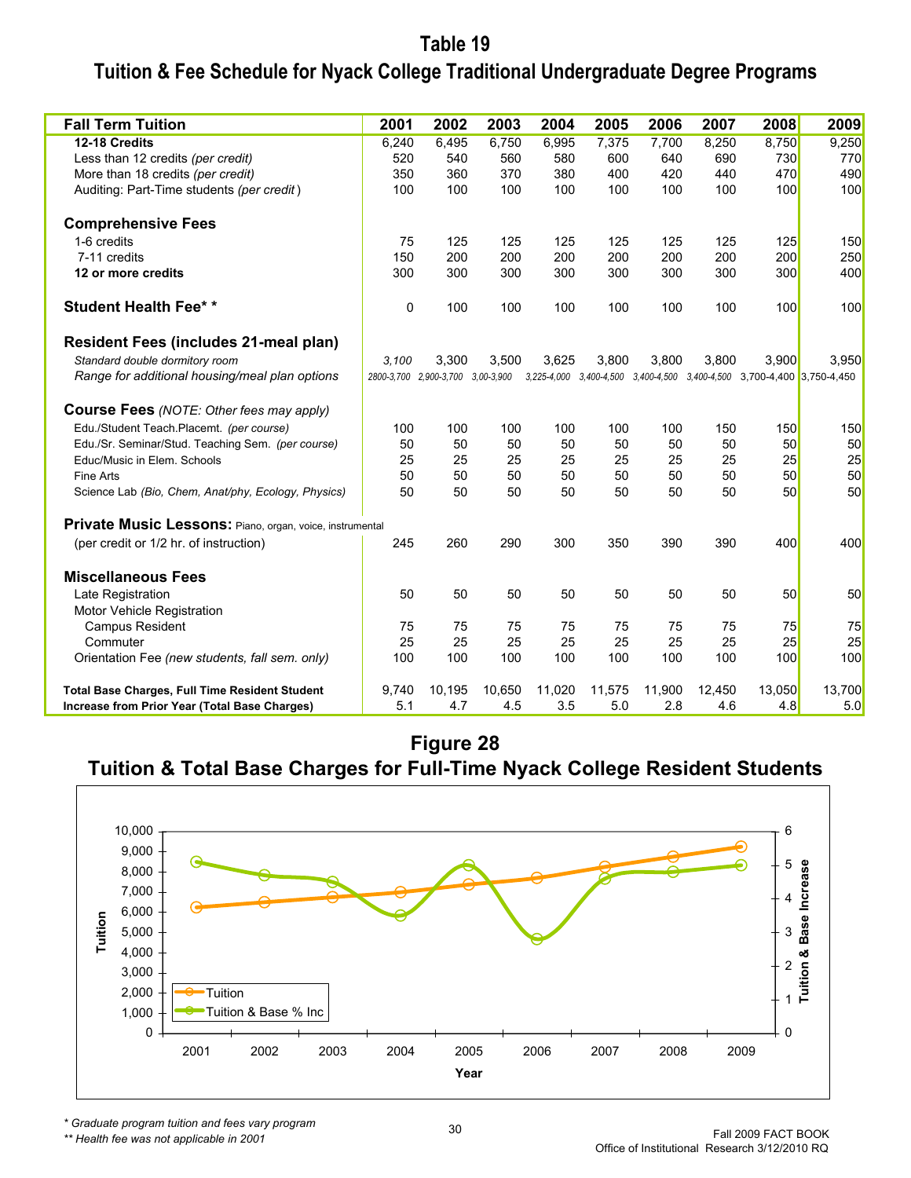# Table 19
## Tuition & Fee Schedule for Nyack College Traditional Undergraduate Degree Programs

| **Fall Term Tuition** | **2001** | **2002** | **2003** | **2004** | **2005** | **2006** | **2007** | **2008** | **2009** |
|---|---|---|---|---|---|---|---|---|---|
| **12-18 Credits** | 6,240 | 6,495 | 6,750 | 6,995 | 7,375 | 7,700 | 8,250 | 8,750 | 9,250 |
| Less than 12 credits *(per credit)* | 520 | 540 | 560 | 580 | 600 | 640 | 690 | 730 | 770 |
| More than 18 credits *(per credit)* | 350 | 360 | 370 | 380 | 400 | 420 | 440 | 470 | 490 |
| Auditing: Part-Time students *(per credit)* | 100 | 100 | 100 | 100 | 100 | 100 | 100 | 100 | 100 |
| **Comprehensive Fees** | | | | | | | | | |
| 1-6 credits | 75 | 125 | 125 | 125 | 125 | 125 | 125 | 125 | 150 |
| 7-11 credits | 150 | 200 | 200 | 200 | 200 | 200 | 200 | 200 | 250 |
| **12 or more credits** | 300 | 300 | 300 | 300 | 300 | 300 | 300 | 300 | 400 |
| **Student Health Fee\*\*** | 0 | 100 | 100 | 100 | 100 | 100 | 100 | 100 | 100 |
| **Resident Fees (includes 21-meal plan)** | | | | | | | | | |
| *Standard double dormitory room* | *3,100* | 3,300 | 3,500 | 3,625 | 3,800 | 3,800 | 3,800 | 3,900 | 3,950 |
| *Range for additional housing/meal plan options* | *2800-3,700* | *2,900-3,700* | *3,00-3,900* | *3,225-4,000* | *3,400-4,500* | *3,400-4,500* | *3,400-4,500* | 3,700-4,400 | 3,750-4,450 |
| **Course Fees** *(NOTE: Other fees may apply)* | | | | | | | | | |
| Edu./Student Teach.Placemt. *(per course)* | 100 | 100 | 100 | 100 | 100 | 100 | 150 | 150 | 150 |
| Edu./Sr. Seminar/Stud. Teaching Sem. *(per course)* | 50 | 50 | 50 | 50 | 50 | 50 | 50 | 50 | 50 |
| Educ/Music in Elem. Schools | 25 | 25 | 25 | 25 | 25 | 25 | 25 | 25 | 25 |
| Fine Arts | 50 | 50 | 50 | 50 | 50 | 50 | 50 | 50 | 50 |
| Science Lab *(Bio, Chem, Anat/phy, Ecology, Physics)* | 50 | 50 | 50 | 50 | 50 | 50 | 50 | 50 | 50 |
| **Private Music Lessons:** Piano, organ, voice, instrumental | | | | | | | | | |
| (per credit or 1/2 hr. of instruction) | 245 | 260 | 290 | 300 | 350 | 390 | 390 | 400 | 400 |
| **Miscellaneous Fees** | | | | | | | | | |
| Late Registration | 50 | 50 | 50 | 50 | 50 | 50 | 50 | 50 | 50 |
| Motor Vehicle Registration | | | | | | | | | |
| Campus Resident | 75 | 75 | 75 | 75 | 75 | 75 | 75 | 75 | 75 |
| Commuter | 25 | 25 | 25 | 25 | 25 | 25 | 25 | 25 | 25 |
| Orientation Fee *(new students, fall sem. only)* | 100 | 100 | 100 | 100 | 100 | 100 | 100 | 100 | 100 |
| **Total Base Charges, Full Time Resident Student** | 9,740 | 10,195 | 10,650 | 11,020 | 11,575 | 11,900 | 12,450 | 13,050 | 13,700 |
| **Increase from Prior Year (Total Base Charges)** | 5.1 | 4.7 | 4.5 | 3.5 | 5.0 | 2.8 | 4.6 | 4.8 | 5.0 |

# Figure 28
## Tuition & Total Base Charges for Full-Time Nyack College Resident Students

*\* Graduate program tuition and fees vary program*

*\*\* Health fee was not applicable in 2001*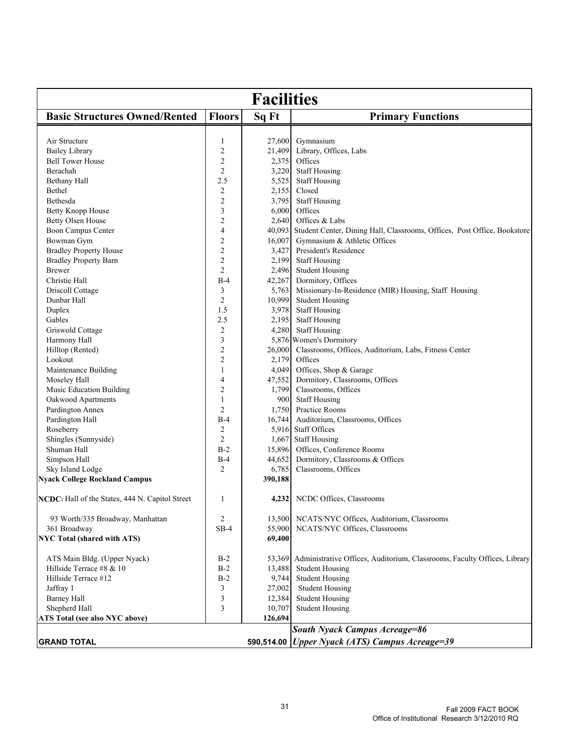# Facilities

| Basic Structures Owned/Rented | Floors | Sq Ft | Primary Functions |
|---|---|---|---|
| Air Structure | 1 | 27,600 | Gymnasium |
| Bailey Library | 2 | 21,409 | Library, Offices, Labs |
| Bell Tower House | 2 | 2,375 | Offices |
| Berachah | 2 | 3,220 | Staff Housing |
| Bethany Hall | 2.5 | 5,525 | Staff Housing |
| Bethel | 2 | 2,155 | Closed |
| Bethesda | 2 | 3,795 | Staff Housing |
| Betty Knopp House | 3 | 6,000 | Offices |
| Betty Olsen House | 2 | 2,640 | Offices & Labs |
| Boon Campus Center | 4 | 40,093 | Student Center, Dining Hall, Classrooms, Offices, Post Office, Bookstore |
| Bowman Gym | 2 | 16,007 | Gymnasium & Athletic Offices |
| Bradley Property House | 2 | 3,427 | President's Residence |
| Bradley Property Barn | 2 | 2,199 | Staff Housing |
| Brewer | 2 | 2,496 | Student Housing |
| Christie Hall | B-4 | 42,267 | Dormitory, Offices |
| Driscoll Cottage | 3 | 5,763 | Missionary-In-Residence (MIR) Housing, Staff Housing |
| Dunbar Hall | 2 | 10,999 | Student Housing |
| Duplex | 1.5 | 3,978 | Staff Housing |
| Gables | 2.5 | 2,195 | Staff Housing |
| Griswold Cottage | 2 | 4,280 | Staff Housing |
| Harmony Hall | 3 | 5,876 | Women's Dormitory |
| Hilltop (Rented) | 2 | 26,000 | Classrooms, Offices, Auditorium, Labs, Fitness Center |
| Lookout | 2 | 2,179 | Offices |
| Maintenance Building | 1 | 4,049 | Offices, Shop & Garage |
| Moseley Hall | 4 | 47,552 | Dormitory, Classrooms, Offices |
| Music Education Building | 2 | 1,799 | Classrooms, Offices |
| Oakwood Apartments | 1 | 900 | Staff Housing |
| Pardington Annex | 2 | 1,750 | Practice Rooms |
| Pardington Hall | B-4 | 16,744 | Auditorium, Classrooms, Offices |
| Roseberry | 2 | 5,916 | Staff Offices |
| Shingles (Sunnyside) | 2 | 1,667 | Staff Housing |
| Shuman Hall | B-2 | 15,896 | Offices, Conference Rooms |
| Simpson Hall | B-4 | 44,652 | Dormitory, Classrooms & Offices |
| Sky Island Lodge | 2 | 6,785 | Classrooms, Offices |
| **Nyack College Rockland Campus** | | **390,188** | |
| **NCDC:** Hall of the States, 444 N. Capitol Street | 1 | **4,232** | NCDC Offices, Classrooms |
| 93 Worth/335 Broadway, Manhattan | 2 | 13,500 | NCATS/NYC Offices, Auditorium, Classrooms |
| 361 Broadway | SB-4 | 55,900 | NCATS/NYC Offices, Classrooms |
| **NYC Total (shared with ATS)** | | **69,400** | |
| ATS Main Bldg. (Upper Nyack) | B-2 | 53,369 | Administrative Offices, Auditorium, Classrooms, Faculty Offices, Library |
| Hillside Terrace #8 & 10 | B-2 | 13,488 | Student Housing |
| Hillside Terrace #12 | B-2 | 9,744 | Student Housing |
| Jaffray 1 | 3 | 27,002 | Student Housing |
| Barney Hall | 3 | 12,384 | Student Housing |
| Shepherd Hall | 3 | 10,707 | Student Housing |
| **ATS Total (see also NYC above)** | | **126,694** | |
| | | | ***South Nyack Campus Acreage=86*** |
| **GRAND TOTAL** | | **590,514.00** | ***Upper Nyack (ATS) Campus Acreage=39*** |

Fall 2009 FACT BOOK
Office of Institutional Research 3/12/2010 RQ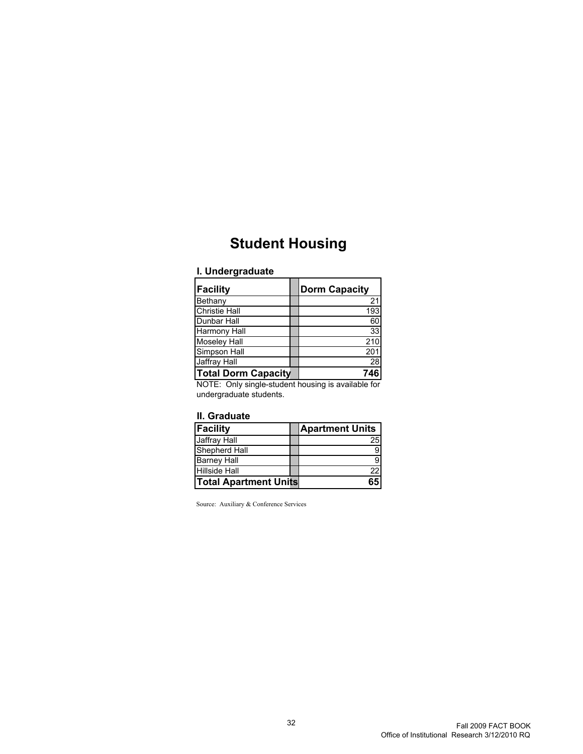# Student Housing

### I. Undergraduate

| Facility | Dorm Capacity |
|---|---|
| Bethany | 21 |
| Christie Hall | 193 |
| Dunbar Hall | 60 |
| Harmony Hall | 33 |
| Moseley Hall | 210 |
| Simpson Hall | 201 |
| Jaffray Hall | 28 |
| **Total Dorm Capacity** | **746** |

NOTE: Only single-student housing is available for undergraduate students.

### II. Graduate

| Facility | Apartment Units |
|---|---|
| Jaffray Hall | 25 |
| Shepherd Hall | 9 |
| Barney Hall | 9 |
| Hillside Hall | 22 |
| **Total Apartment Units** | **65** |

Source: Auxiliary & Conference Services